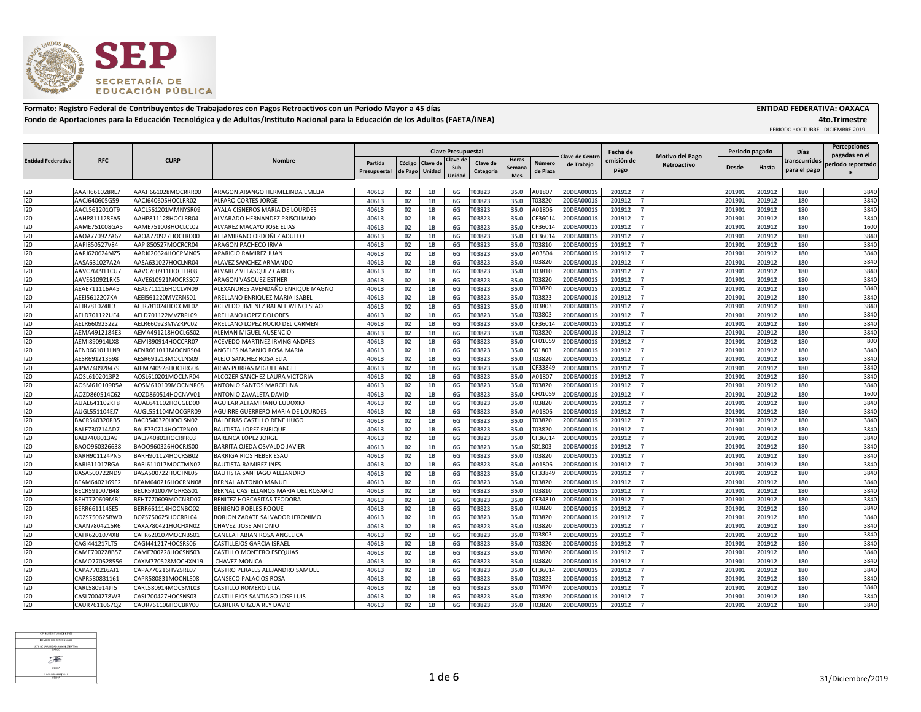**Formato: Registro Federal de Contribuyentes de Trabajadores con Pagos Retroactivos con un Periodo Mayor a 45 días**

**Fondo de Aportaciones para la Educación Tecnológica y de Adultos/Instituto Nacional para la Educación de los Adultos (FAETA/INEA)**

**ENTIDAD FEDERATIVA: OAXACA**

**4to.Trimestre**

PERIODO : OCTUBRE - DICIEMBRE 2019

| Entidad Federativa | RFC | CURP | Nombre | Clave Presupuestal | | | | | | | Clave de Centro de Trabajo | Fecha de emisión de pago | Motivo del Pago Retroactivo | Periodo pagado | | Días transcurridos para el pago | Percepciones pagadas en el periodo reportado * |
|---|---|---|---|---|---|---|---|---|---|---|---|---|---|---|---|---|---|
| | | | | Partida Presupuestal | Código de Pago | Clave de Unidad | Clave de Sub Unidad | Clave de Categoría | Horas Semana Mes | Número de Plaza | | | | Desde | Hasta | | |
| I20 | AAAH661028RL7 | AAAH661028MOCRRR00 | ARAGON ARANGO HERMELINDA EMELIA | 40613 | 02 | 1B | 6G | T03823 | 35.0 | A01807 | 20DEA0001S | 201912 | 7 | 201901 | 201912 | 180 | 3840 |
| I20 | AACJ640605G59 | AACJ640605HOCLRR02 | ALFARO CORTES JORGE | 40613 | 02 | 1B | 6G | T03823 | 35.0 | T03820 | 20DEA0001S | 201912 | 7 | 201901 | 201912 | 180 | 3840 |
| I20 | AACL561201QT9 | AACL561201MMNYSR09 | AYALA CISNEROS MARIA DE LOURDES | 40613 | 02 | 1B | 6G | T03823 | 35.0 | A01806 | 20DEA0001S | 201912 | 7 | 201901 | 201912 | 180 | 3840 |
| I20 | AAHP811128FA5 | AAHP811128HOCLRR04 | ALVARADO HERNANDEZ PRISCILIANO | 40613 | 02 | 1B | 6G | T03823 | 35.0 | CF36014 | 20DEA0001S | 201912 | 7 | 201901 | 201912 | 180 | 3840 |
| I20 | AAME751008GA5 | AAME751008HOCLCL02 | ALVAREZ MACAYO JOSE ELIAS | 40613 | 02 | 1B | 6G | T03823 | 35.0 | CF36014 | 20DEA0001S | 201912 | 7 | 201901 | 201912 | 180 | 1600 |
| I20 | AAOA770927A62 | AAOA770927HOCLRD00 | ALTAMIRANO ORDOÑEZ ADULFO | 40613 | 02 | 1B | 6G | T03823 | 35.0 | CF36014 | 20DEA0001S | 201912 | 7 | 201901 | 201912 | 180 | 3840 |
| I20 | AAPI850527V84 | AAPI850527MOCRCR04 | ARAGON PACHECO IRMA | 40613 | 02 | 1B | 6G | T03823 | 35.0 | T03810 | 20DEA0001S | 201912 | 7 | 201901 | 201912 | 180 | 3840 |
| I20 | AARJ620624MZ5 | AARJ620624HOCPMN05 | APARICIO RAMIREZ JUAN | 40613 | 02 | 1B | 6G | T03823 | 35.0 | A03804 | 20DEA0001S | 201912 | 7 | 201901 | 201912 | 180 | 3840 |
| I20 | AASA631027A2A | AASA631027HOCLNR04 | ALAVEZ SANCHEZ ARMANDO | 40613 | 02 | 1B | 6G | T03823 | 35.0 | T03820 | 20DEA0001S | 201912 | 7 | 201901 | 201912 | 180 | 3840 |
| I20 | AAVC760911CU7 | AAVC760911HOCLLR08 | ALVAREZ VELASQUEZ CARLOS | 40613 | 02 | 1B | 6G | T03823 | 35.0 | T03810 | 20DEA0001S | 201912 | 7 | 201901 | 201912 | 180 | 3840 |
| I20 | AAVE610921RK5 | AAVE610921MOCRSS07 | ARAGON VASQUEZ ESTHER | 40613 | 02 | 1B | 6G | T03823 | 35.0 | T03820 | 20DEA0001S | 201912 | 7 | 201901 | 201912 | 180 | 3840 |
| I20 | AEAE711116A45 | AEAE711116HOCLVN09 | ALEXANDRES AVENDAÑO ENRIQUE MAGNO | 40613 | 02 | 1B | 6G | T03823 | 35.0 | T03820 | 20DEA0001S | 201912 | 7 | 201901 | 201912 | 180 | 3840 |
| I20 | AEEI5612207KA | AEEI561220MVZRNS01 | ARELLANO ENRIQUEZ MARIA ISABEL | 40613 | 02 | 1B | 6G | T03823 | 35.0 | T03823 | 20DEA0001S | 201912 | 7 | 201901 | 201912 | 180 | 3840 |
| I20 | AEJR781024IF3 | AEJR781024HOCCMF02 | ACEVEDO JIMENEZ RAFAEL WENCESLAO | 40613 | 02 | 1B | 6G | T03823 | 35.0 | T03803 | 20DEA0001S | 201912 | 7 | 201901 | 201912 | 180 | 3840 |
| I20 | AELD701122UF4 | AELD701122MVZRPL09 | ARELLANO LOPEZ DOLORES | 40613 | 02 | 1B | 6G | T03823 | 35.0 | T03803 | 20DEA0001S | 201912 | 7 | 201901 | 201912 | 180 | 3840 |
| I20 | AELR6609232Z2 | AELR660923MVZRPC02 | ARELLANO LOPEZ ROCIO DEL CARMEN | 40613 | 02 | 1B | 6G | T03823 | 35.0 | CF36014 | 20DEA0001S | 201912 | 7 | 201901 | 201912 | 180 | 3840 |
| I20 | AEMA4912184E3 | AEMA491218HOCLGS02 | ALEMAN MIGUEL AUSENCIO | 40613 | 02 | 1B | 6G | T03823 | 35.0 | T03820 | 20DEA0001S | 201912 | 7 | 201901 | 201912 | 180 | 3840 |
| I20 | AEMI890914LX8 | AEMI890914HOCCRR07 | ACEVEDO MARTINEZ IRVING ANDRES | 40613 | 02 | 1B | 6G | T03823 | 35.0 | CF01059 | 20DEA0001S | 201912 | 7 | 201901 | 201912 | 180 | 800 |
| I20 | AENR661011LN9 | AENR661011MOCNRS04 | ANGELES NARANJO ROSA MARIA | 40613 | 02 | 1B | 6G | T03823 | 35.0 | S01803 | 20DEA0001S | 201912 | 7 | 201901 | 201912 | 180 | 3840 |
| I20 | AESR691213598 | AESR691213MOCLNS09 | ALEJO SANCHEZ ROSA ELIA | 40613 | 02 | 1B | 6G | T03823 | 35.0 | T03820 | 20DEA0001S | 201912 | 7 | 201901 | 201912 | 180 | 3840 |
| I20 | AIPM740928479 | AIPM740928HOCRRG04 | ARIAS PORRAS MIGUEL ANGEL | 40613 | 02 | 1B | 6G | T03823 | 35.0 | CF33849 | 20DEA0001S | 201912 | 7 | 201901 | 201912 | 180 | 3840 |
| I20 | AOSL6102013P2 | AOSL610201MOCLNR04 | ALCOZER SANCHEZ LAURA VICTORIA | 40613 | 02 | 1B | 6G | T03823 | 35.0 | A01807 | 20DEA0001S | 201912 | 7 | 201901 | 201912 | 180 | 3840 |
| I20 | AOSM610109R5A | AOSM610109MOCNNR08 | ANTONIO SANTOS MARCELINA | 40613 | 02 | 1B | 6G | T03823 | 35.0 | T03820 | 20DEA0001S | 201912 | 7 | 201901 | 201912 | 180 | 3840 |
| I20 | AOZD860514C62 | AOZD860514HOCNVV01 | ANTONIO ZAVALETA DAVID | 40613 | 02 | 1B | 6G | T03823 | 35.0 | CF01059 | 20DEA0001S | 201912 | 7 | 201901 | 201912 | 180 | 1600 |
| I20 | AUAE641102KF8 | AUAE641102HOCGLD00 | AGUILAR ALTAMIRANO EUDOXIO | 40613 | 02 | 1B | 6G | T03823 | 35.0 | T03820 | 20DEA0001S | 201912 | 7 | 201901 | 201912 | 180 | 3840 |
| I20 | AUGL551104EJ7 | AUGL551104MOCGRR09 | AGUIRRE GUERRERO MARIA DE LOURDES | 40613 | 02 | 1B | 6G | T03823 | 35.0 | A01806 | 20DEA0001S | 201912 | 7 | 201901 | 201912 | 180 | 3840 |
| I20 | BACR540320RB5 | BACR540320HOCLSN02 | BALDERAS CASTILLO RENE HUGO | 40613 | 02 | 1B | 6G | T03823 | 35.0 | T03820 | 20DEA0001S | 201912 | 7 | 201901 | 201912 | 180 | 3840 |
| I20 | BALE730714AD7 | BALE730714HOCTPN00 | BAUTISTA LOPEZ ENRIQUE | 40613 | 02 | 1B | 6G | T03823 | 35.0 | T03820 | 20DEA0001S | 201912 | 7 | 201901 | 201912 | 180 | 3840 |
| I20 | BALJ7408013A9 | BALJ740801HOCRPR03 | BARENCA LÓPEZ JORGE | 40613 | 02 | 1B | 6G | T03823 | 35.0 | CF36014 | 20DEA0001S | 201912 | 7 | 201901 | 201912 | 180 | 3840 |
| I20 | BAOO960326638 | BAOO960326HOCRJS00 | BARRITA OJEDA OSVALDO JAVIER | 40613 | 02 | 1B | 6G | T03823 | 35.0 | S01803 | 20DEA0001S | 201912 | 7 | 201901 | 201912 | 180 | 3840 |
| I20 | BARH901124PN5 | BARH901124HOCRSB02 | BARRIGA RIOS HEBER ESAU | 40613 | 02 | 1B | 6G | T03823 | 35.0 | T03820 | 20DEA0001S | 201912 | 7 | 201901 | 201912 | 180 | 3840 |
| I20 | BARI611017RGA | BARI611017MOCTMN02 | BAUTISTA RAMIREZ INES | 40613 | 02 | 1B | 6G | T03823 | 35.0 | A01806 | 20DEA0001S | 201912 | 7 | 201901 | 201912 | 180 | 3840 |
| I20 | BASA500722ND9 | BASA500722HOCTNL05 | BAUTISTA SANTIAGO ALEJANDRO | 40613 | 02 | 1B | 6G | T03823 | 35.0 | CF33849 | 20DEA0001S | 201912 | 7 | 201901 | 201912 | 180 | 3840 |
| I20 | BEAM6402169E2 | BEAM640216HOCRNN08 | BERNAL ANTONIO MANUEL | 40613 | 02 | 1B | 6G | T03823 | 35.0 | T03820 | 20DEA0001S | 201912 | 7 | 201901 | 201912 | 180 | 3840 |
| I20 | BECR591007B48 | BECR591007MGRRSS01 | BERNAL CASTELLANOS MARIA DEL ROSARIO | 40613 | 02 | 1B | 6G | T03823 | 35.0 | T03810 | 20DEA0001S | 201912 | 7 | 201901 | 201912 | 180 | 3840 |
| I20 | BEHT770609MB1 | BEHT770609MOCNRD07 | BENITEZ HORCASITAS TEODORA | 40613 | 02 | 1B | 6G | T03823 | 35.0 | CF34810 | 20DEA0001S | 201912 | 7 | 201901 | 201912 | 180 | 3840 |
| I20 | BERR661114SE5 | BERR661114HOCNBQ02 | BENIGNO ROBLES ROQUE | 40613 | 02 | 1B | 6G | T03823 | 35.0 | T03820 | 20DEA0001S | 201912 | 7 | 201901 | 201912 | 180 | 3840 |
| I20 | BOZS750625BW0 | BOZS750625HOCRRL04 | BORJON ZARATE SALVADOR JERONIMO | 40613 | 02 | 1B | 6G | T03823 | 35.0 | T03820 | 20DEA0001S | 201912 | 7 | 201901 | 201912 | 180 | 3840 |
| I20 | CAAN7804215R6 | CAXA780421HOCHXN02 | CHAVEZ JOSE ANTONIO | 40613 | 02 | 1B | 6G | T03823 | 35.0 | T03820 | 20DEA0001S | 201912 | 7 | 201901 | 201912 | 180 | 3840 |
| I20 | CAFR6201074X8 | CAFR620107MOCNBS01 | CANELA FABIAN ROSA ANGELICA | 40613 | 02 | 1B | 6G | T03823 | 35.0 | T03803 | 20DEA0001S | 201912 | 7 | 201901 | 201912 | 180 | 3840 |
| I20 | CAGI441217LT5 | CAGI441217HOCSRS06 | CASTILLEJOS GARCIA ISRAEL | 40613 | 02 | 1B | 6G | T03823 | 35.0 | T03820 | 20DEA0001S | 201912 | 7 | 201901 | 201912 | 180 | 3840 |
| I20 | CAME700228B57 | CAME700228HOCSNS03 | CASTILLO MONTERO ESEQUIAS | 40613 | 02 | 1B | 6G | T03823 | 35.0 | T03820 | 20DEA0001S | 201912 | 7 | 201901 | 201912 | 180 | 3840 |
| I20 | CAMO770528556 | CAXM770528MOCHXN19 | CHAVEZ MONICA | 40613 | 02 | 1B | 6G | T03823 | 35.0 | T03820 | 20DEA0001S | 201912 | 7 | 201901 | 201912 | 180 | 3840 |
| I20 | CAPA770216AJ1 | CAPA770216HVZSRL07 | CASTRO PERALES ALEJANDRO SAMUEL | 40613 | 02 | 1B | 6G | T03823 | 35.0 | CF36014 | 20DEA0001S | 201912 | 7 | 201901 | 201912 | 180 | 3840 |
| I20 | CAPR580831161 | CAPR580831MOCNLS08 | CANSECO PALACIOS ROSA | 40613 | 02 | 1B | 6G | T03823 | 35.0 | T03823 | 20DEA0001S | 201912 | 7 | 201901 | 201912 | 180 | 3840 |
| I20 | CARL580914JT5 | CARL580914MOCSML03 | CASTILLO ROMERO LILIA | 40613 | 02 | 1B | 6G | T03823 | 35.0 | T03820 | 20DEA0001S | 201912 | 7 | 201901 | 201912 | 180 | 3840 |
| I20 | CASL7004278W3 | CASL700427HOCSNS03 | CASTILLEJOS SANTIAGO JOSE LUIS | 40613 | 02 | 1B | 6G | T03823 | 35.0 | T03820 | 20DEA0001S | 201912 | 7 | 201901 | 201912 | 180 | 3840 |
| I20 | CAUR7611067Q2 | CAUR761106HOCBRY00 | CABRERA URZUA REY DAVID | 40613 | 02 | 1B | 6G | T03823 | 35.0 | T03820 | 20DEA0001S | 201912 | 7 | 201901 | 201912 | 180 | 3840 |

31/Diciembre/2019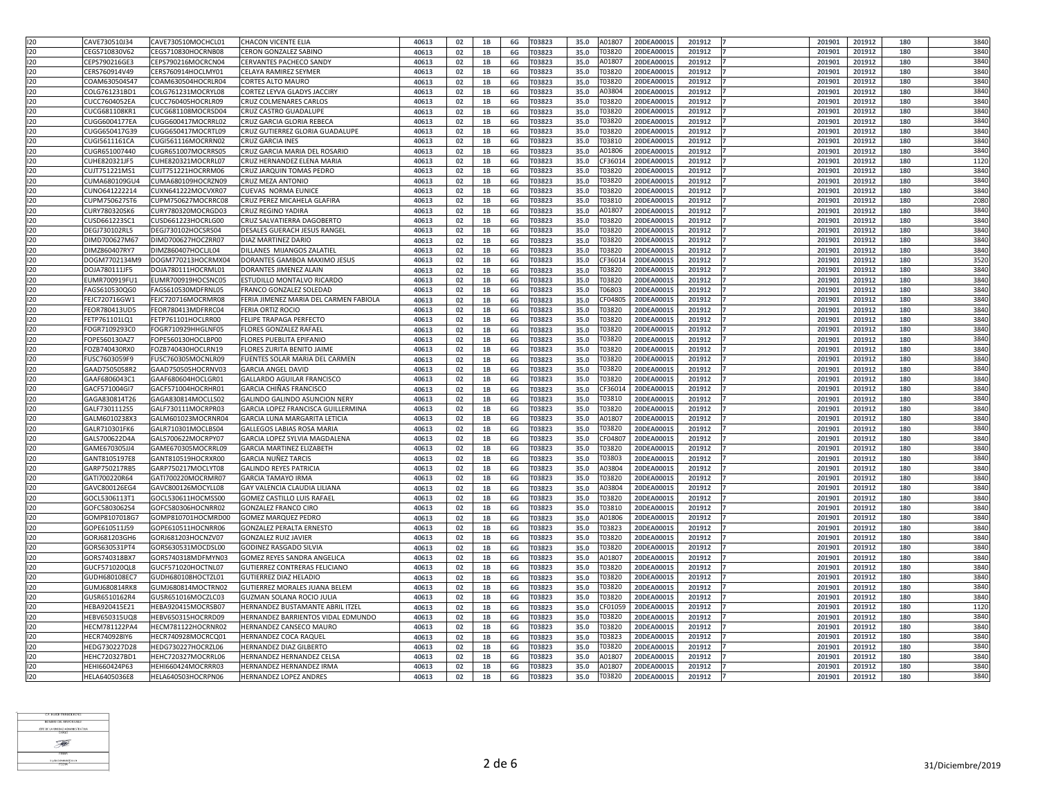| I20 | CAVE730510J34 | CAVE730510MOCHCL01 | CHACON VICENTE ELIA | 40613 | 02 | 1B | 6G | T03823 | 35.0 | A01807 | 20DEA0001S | 201912 | 7 | 201901 | 201912 | 180 | 3840 |
|---|---|---|---|---|---|---|---|---|---|---|---|---|---|---|---|---|---|
| I20 | CEGS710830V62 | CEGS710830HOCRNB08 | CERON GONZALEZ SABINO | 40613 | 02 | 1B | 6G | T03823 | 35.0 | T03820 | 20DEA0001S | 201912 | 7 | 201901 | 201912 | 180 | 3840 |
| I20 | CEPS790216GE3 | CEPS790216MOCRCN04 | CERVANTES PACHECO SANDY | 40613 | 02 | 1B | 6G | T03823 | 35.0 | A01807 | 20DEA0001S | 201912 | 7 | 201901 | 201912 | 180 | 3840 |
| I20 | CERS760914V49 | CERS760914HOCLMY01 | CELAYA RAMIREZ SEYMER | 40613 | 02 | 1B | 6G | T03823 | 35.0 | T03820 | 20DEA0001S | 201912 | 7 | 201901 | 201912 | 180 | 3840 |
| I20 | COAM630504S47 | COAM630504HOCRLR04 | CORTES ALTO MAURO | 40613 | 02 | 1B | 6G | T03823 | 35.0 | T03820 | 20DEA0001S | 201912 | 7 | 201901 | 201912 | 180 | 3840 |
| I20 | COLG761231BD1 | COLG761231MOCRYL08 | CORTEZ LEYVA GLADYS JACCIRY | 40613 | 02 | 1B | 6G | T03823 | 35.0 | A03804 | 20DEA0001S | 201912 | 7 | 201901 | 201912 | 180 | 3840 |
| I20 | CUCC7604052EA | CUCC760405HOCRLR09 | CRUZ COLMENARES CARLOS | 40613 | 02 | 1B | 6G | T03823 | 35.0 | T03820 | 20DEA0001S | 201912 | 7 | 201901 | 201912 | 180 | 3840 |
| I20 | CUCG681108KR1 | CUCG681108MOCRSD04 | CRUZ CASTRO GUADALUPE | 40613 | 02 | 1B | 6G | T03823 | 35.0 | T03820 | 20DEA0001S | 201912 | 7 | 201901 | 201912 | 180 | 3840 |
| I20 | CUGG6004177EA | CUGG600417MOCRRL02 | CRUZ GARCIA GLORIA REBECA | 40613 | 02 | 1B | 6G | T03823 | 35.0 | T03820 | 20DEA0001S | 201912 | 7 | 201901 | 201912 | 180 | 3840 |
| I20 | CUGG650417G39 | CUGG650417MOCRTL09 | CRUZ GUTIERREZ GLORIA GUADALUPE | 40613 | 02 | 1B | 6G | T03823 | 35.0 | T03820 | 20DEA0001S | 201912 | 7 | 201901 | 201912 | 180 | 3840 |
| I20 | CUGI5611161CA | CUGI561116MOCRRN02 | CRUZ GARCIA INES | 40613 | 02 | 1B | 6G | T03823 | 35.0 | T03810 | 20DEA0001S | 201912 | 7 | 201901 | 201912 | 180 | 3840 |
| I20 | CUGR651007440 | CUGR651007MOCRRS05 | CRUZ GARCIA MARIA DEL ROSARIO | 40613 | 02 | 1B | 6G | T03823 | 35.0 | A01806 | 20DEA0001S | 201912 | 7 | 201901 | 201912 | 180 | 3840 |
| I20 | CUHE820321JF5 | CUHE820321MOCRRL07 | CRUZ HERNANDEZ ELENA MARIA | 40613 | 02 | 1B | 6G | T03823 | 35.0 | CF36014 | 20DEA0001S | 201912 | 7 | 201901 | 201912 | 180 | 1120 |
| I20 | CUJT751221MS1 | CUJT751221HOCRRM06 | CRUZ JARQUIN TOMAS PEDRO | 40613 | 02 | 1B | 6G | T03823 | 35.0 | T03820 | 20DEA0001S | 201912 | 7 | 201901 | 201912 | 180 | 3840 |
| I20 | CUMA680109GU4 | CUMA680109HOCRZN09 | CRUZ MEZA ANTONIO | 40613 | 02 | 1B | 6G | T03823 | 35.0 | T03820 | 20DEA0001S | 201912 | 7 | 201901 | 201912 | 180 | 3840 |
| I20 | CUNO641222214 | CUXN641222MOCVXR07 | CUEVAS NORMA EUNICE | 40613 | 02 | 1B | 6G | T03823 | 35.0 | T03820 | 20DEA0001S | 201912 | 7 | 201901 | 201912 | 180 | 3840 |
| I20 | CUPM750627ST6 | CUPM750627MOCRRC08 | CRUZ PEREZ MICAHELA GLAFIRA | 40613 | 02 | 1B | 6G | T03823 | 35.0 | T03810 | 20DEA0001S | 201912 | 7 | 201901 | 201912 | 180 | 2080 |
| I20 | CURY780320SK6 | CURY780320MOCRGD03 | CRUZ REGINO YADIRA | 40613 | 02 | 1B | 6G | T03823 | 35.0 | A01807 | 20DEA0001S | 201912 | 7 | 201901 | 201912 | 180 | 3840 |
| I20 | CUSD661223SC1 | CUSD661223HOCRLG00 | CRUZ SALVATIERRA DAGOBERTO | 40613 | 02 | 1B | 6G | T03823 | 35.0 | T03820 | 20DEA0001S | 201912 | 7 | 201901 | 201912 | 180 | 3840 |
| I20 | DEGJ730102RL5 | DEGJ730102HOCSRS04 | DESALES GUERACH JESUS RANGEL | 40613 | 02 | 1B | 6G | T03823 | 35.0 | T03820 | 20DEA0001S | 201912 | 7 | 201901 | 201912 | 180 | 3840 |
| I20 | DIMD700627M67 | DIMD700627HOCZRR07 | DIAZ MARTINEZ DARIO | 40613 | 02 | 1B | 6G | T03823 | 35.0 | T03820 | 20DEA0001S | 201912 | 7 | 201901 | 201912 | 180 | 3840 |
| I20 | DIMZ860407RY7 | DIMZ860407HOCLJL04 | DILLANES MIJANGOS ZALATIEL | 40613 | 02 | 1B | 6G | T03823 | 35.0 | T03820 | 20DEA0001S | 201912 | 7 | 201901 | 201912 | 180 | 3840 |
| I20 | DOGM7702134M9 | DOGM770213HOCRMX04 | DORANTES GAMBOA MAXIMO JESUS | 40613 | 02 | 1B | 6G | T03823 | 35.0 | CF36014 | 20DEA0001S | 201912 | 7 | 201901 | 201912 | 180 | 3520 |
| I20 | DOJA780111JF5 | DOJA780111HOCRML01 | DORANTES JIMENEZ ALAIN | 40613 | 02 | 1B | 6G | T03823 | 35.0 | T03820 | 20DEA0001S | 201912 | 7 | 201901 | 201912 | 180 | 3840 |
| I20 | EUMR700919FU1 | EUMR700919HOCSNC05 | ESTUDILLO MONTALVO RICARDO | 40613 | 02 | 1B | 6G | T03823 | 35.0 | T03820 | 20DEA0001S | 201912 | 7 | 201901 | 201912 | 180 | 3840 |
| I20 | FAGS610530QG0 | FAGS610530MDFRNL05 | FRANCO GONZALEZ SOLEDAD | 40613 | 02 | 1B | 6G | T03823 | 35.0 | T06803 | 20DEA0001S | 201912 | 7 | 201901 | 201912 | 180 | 3840 |
| I20 | FEJC720716GW1 | FEJC720716MOCRMR08 | FERIA JIMENEZ MARIA DEL CARMEN FABIOLA | 40613 | 02 | 1B | 6G | T03823 | 35.0 | CF04805 | 20DEA0001S | 201912 | 7 | 201901 | 201912 | 180 | 3840 |
| I20 | FEOR780413UD5 | FEOR780413MDFRRC04 | FERIA ORTIZ ROCIO | 40613 | 02 | 1B | 6G | T03823 | 35.0 | T03820 | 20DEA0001S | 201912 | 7 | 201901 | 201912 | 180 | 3840 |
| I20 | FETP761101LQ1 | FETP761101HOCLRR00 | FELIPE TRAPAGA PERFECTO | 40613 | 02 | 1B | 6G | T03823 | 35.0 | T03820 | 20DEA0001S | 201912 | 7 | 201901 | 201912 | 180 | 3840 |
| I20 | FOGR7109293C0 | FOGR710929HHGLNF05 | FLORES GONZALEZ RAFAEL | 40613 | 02 | 1B | 6G | T03823 | 35.0 | T03820 | 20DEA0001S | 201912 | 7 | 201901 | 201912 | 180 | 3840 |
| I20 | FOPE560130AZ7 | FOPE560130HOCLBP00 | FLORES PUEBLITA EPIFANIO | 40613 | 02 | 1B | 6G | T03823 | 35.0 | T03820 | 20DEA0001S | 201912 | 7 | 201901 | 201912 | 180 | 3840 |
| I20 | FOZB740430RX0 | FOZB740430HOCLRN19 | FLORES ZURITA BENITO JAIME | 40613 | 02 | 1B | 6G | T03823 | 35.0 | T03820 | 20DEA0001S | 201912 | 7 | 201901 | 201912 | 180 | 3840 |
| I20 | FUSC7603059F9 | FUSC760305MOCNLR09 | FUENTES SOLAR MARIA DEL CARMEN | 40613 | 02 | 1B | 6G | T03823 | 35.0 | T03820 | 20DEA0001S | 201912 | 7 | 201901 | 201912 | 180 | 3840 |
| I20 | GAAD7505058R2 | GAAD750505HOCRNV03 | GARCIA ANGEL DAVID | 40613 | 02 | 1B | 6G | T03823 | 35.0 | T03820 | 20DEA0001S | 201912 | 7 | 201901 | 201912 | 180 | 3840 |
| I20 | GAAF6806043C1 | GAAF680604HOCLGR01 | GALLARDO AGUILAR FRANCISCO | 40613 | 02 | 1B | 6G | T03823 | 35.0 | T03820 | 20DEA0001S | 201912 | 7 | 201901 | 201912 | 180 | 3840 |
| I20 | GACF571004GI7 | GACF571004HOCRHR01 | GARCIA CHIÑAS FRANCISCO | 40613 | 02 | 1B | 6G | T03823 | 35.0 | CF36014 | 20DEA0001S | 201912 | 7 | 201901 | 201912 | 180 | 3840 |
| I20 | GAGA830814T26 | GAGA830814MOCLLS02 | GALINDO GALINDO ASUNCION NERY | 40613 | 02 | 1B | 6G | T03823 | 35.0 | T03810 | 20DEA0001S | 201912 | 7 | 201901 | 201912 | 180 | 3840 |
| I20 | GALF7301112S5 | GALF730111MOCRPR03 | GARCIA LOPEZ FRANCISCA GUILLERMINA | 40613 | 02 | 1B | 6G | T03823 | 35.0 | T03820 | 20DEA0001S | 201912 | 7 | 201901 | 201912 | 180 | 3840 |
| I20 | GALM6010238X3 | GALM601023MOCRNR04 | GARCIA LUNA MARGARITA LETICIA | 40613 | 02 | 1B | 6G | T03823 | 35.0 | A01807 | 20DEA0001S | 201912 | 7 | 201901 | 201912 | 180 | 3840 |
| I20 | GALR710301FK6 | GALR710301MOCLBS04 | GALLEGOS LABIAS ROSA MARIA | 40613 | 02 | 1B | 6G | T03823 | 35.0 | T03820 | 20DEA0001S | 201912 | 7 | 201901 | 201912 | 180 | 3840 |
| I20 | GALS700622D4A | GALS700622MOCRPY07 | GARCIA LOPEZ SYLVIA MAGDALENA | 40613 | 02 | 1B | 6G | T03823 | 35.0 | CF04807 | 20DEA0001S | 201912 | 7 | 201901 | 201912 | 180 | 3840 |
| I20 | GAME670305JJ4 | GAME670305MOCRRL09 | GARCIA MARTINEZ ELIZABETH | 40613 | 02 | 1B | 6G | T03823 | 35.0 | T03820 | 20DEA0001S | 201912 | 7 | 201901 | 201912 | 180 | 3840 |
| I20 | GANT8105197E8 | GANT810519HOCRXR00 | GARCIA NUÑEZ TARCIS | 40613 | 02 | 1B | 6G | T03823 | 35.0 | T03803 | 20DEA0001S | 201912 | 7 | 201901 | 201912 | 180 | 3840 |
| I20 | GARP750217RB5 | GARP750217MOCLYT08 | GALINDO REYES PATRICIA | 40613 | 02 | 1B | 6G | T03823 | 35.0 | A03804 | 20DEA0001S | 201912 | 7 | 201901 | 201912 | 180 | 3840 |
| I20 | GATI700220R64 | GATI700220MOCRMR07 | GARCIA TAMAYO IRMA | 40613 | 02 | 1B | 6G | T03823 | 35.0 | T03820 | 20DEA0001S | 201912 | 7 | 201901 | 201912 | 180 | 3840 |
| I20 | GAVC800126EG4 | GAVC800126MOCYLL08 | GAY VALENCIA CLAUDIA LILIANA | 40613 | 02 | 1B | 6G | T03823 | 35.0 | A03804 | 20DEA0001S | 201912 | 7 | 201901 | 201912 | 180 | 3840 |
| I20 | GOCL5306113T1 | GOCL530611HOCMSS00 | GOMEZ CASTILLO LUIS RAFAEL | 40613 | 02 | 1B | 6G | T03823 | 35.0 | T03820 | 20DEA0001S | 201912 | 7 | 201901 | 201912 | 180 | 3840 |
| I20 | GOFC5803062S4 | GOFC580306HOCNRR02 | GONZALEZ FRANCO CIRO | 40613 | 02 | 1B | 6G | T03823 | 35.0 | T03810 | 20DEA0001S | 201912 | 7 | 201901 | 201912 | 180 | 3840 |
| I20 | GOMP8107018G7 | GOMP810701HOCMRD00 | GOMEZ MARQUEZ PEDRO | 40613 | 02 | 1B | 6G | T03823 | 35.0 | A01806 | 20DEA0001S | 201912 | 7 | 201901 | 201912 | 180 | 3840 |
| I20 | GOPE610511J59 | GOPE610511HOCNRR06 | GONZALEZ PERALTA ERNESTO | 40613 | 02 | 1B | 6G | T03823 | 35.0 | T03823 | 20DEA0001S | 201912 | 7 | 201901 | 201912 | 180 | 3840 |
| I20 | GORJ681203GH6 | GORJ681203HOCNZV07 | GONZALEZ RUIZ JAVIER | 40613 | 02 | 1B | 6G | T03823 | 35.0 | T03820 | 20DEA0001S | 201912 | 7 | 201901 | 201912 | 180 | 3840 |
| I20 | GORS630531PT4 | GORS630531MOCDSL00 | GODINEZ RASGADO SILVIA | 40613 | 02 | 1B | 6G | T03823 | 35.0 | T03820 | 20DEA0001S | 201912 | 7 | 201901 | 201912 | 180 | 3840 |
| I20 | GORS740318BX7 | GORS740318MDFMYN03 | GOMEZ REYES SANDRA ANGELICA | 40613 | 02 | 1B | 6G | T03823 | 35.0 | A01807 | 20DEA0001S | 201912 | 7 | 201901 | 201912 | 180 | 3840 |
| I20 | GUCF571020QL8 | GUCF571020HOCTNL07 | GUTIERREZ CONTRERAS FELICIANO | 40613 | 02 | 1B | 6G | T03823 | 35.0 | T03820 | 20DEA0001S | 201912 | 7 | 201901 | 201912 | 180 | 3840 |
| I20 | GUDH680108EC7 | GUDH680108HOCTZL01 | GUTIERREZ DIAZ HELADIO | 40613 | 02 | 1B | 6G | T03823 | 35.0 | T03820 | 20DEA0001S | 201912 | 7 | 201901 | 201912 | 180 | 3840 |
| I20 | GUMJ680814RK8 | GUMJ680814MOCTRN02 | GUTIERREZ MORALES JUANA BELEM | 40613 | 02 | 1B | 6G | T03823 | 35.0 | T03820 | 20DEA0001S | 201912 | 7 | 201901 | 201912 | 180 | 3840 |
| I20 | GUSR6510162R4 | GUSR651016MOCZLC03 | GUZMAN SOLANA ROCIO JULIA | 40613 | 02 | 1B | 6G | T03823 | 35.0 | T03820 | 20DEA0001S | 201912 | 7 | 201901 | 201912 | 180 | 3840 |
| I20 | HEBA920415E21 | HEBA920415MOCRSB07 | HERNANDEZ BUSTAMANTE ABRIL ITZEL | 40613 | 02 | 1B | 6G | T03823 | 35.0 | CF01059 | 20DEA0001S | 201912 | 7 | 201901 | 201912 | 180 | 1120 |
| I20 | HEBV650315UQ8 | HEBV650315HOCRRD09 | HERNANDEZ BARRIENTOS VIDAL EDMUNDO | 40613 | 02 | 1B | 6G | T03823 | 35.0 | T03820 | 20DEA0001S | 201912 | 7 | 201901 | 201912 | 180 | 3840 |
| I20 | HECM781122PA4 | HECM781122HOCRNR02 | HERNANDEZ CANSECO MAURO | 40613 | 02 | 1B | 6G | T03823 | 35.0 | T03820 | 20DEA0001S | 201912 | 7 | 201901 | 201912 | 180 | 3840 |
| I20 | HECR740928IY6 | HECR740928MOCRCQ01 | HERNANDEZ COCA RAQUEL | 40613 | 02 | 1B | 6G | T03823 | 35.0 | T03823 | 20DEA0001S | 201912 | 7 | 201901 | 201912 | 180 | 3840 |
| I20 | HEDG730227D28 | HEDG730227HOCRZL06 | HERNANDEZ DIAZ GILBERTO | 40613 | 02 | 1B | 6G | T03823 | 35.0 | T03820 | 20DEA0001S | 201912 | 7 | 201901 | 201912 | 180 | 3840 |
| I20 | HEHC720327BD1 | HEHC720327MOCRRL06 | HERNANDEZ HERNANDEZ CELSA | 40613 | 02 | 1B | 6G | T03823 | 35.0 | A01807 | 20DEA0001S | 201912 | 7 | 201901 | 201912 | 180 | 3840 |
| I20 | HEHI660424P63 | HEHI660424MOCRRR03 | HERNANDEZ HERNANDEZ IRMA | 40613 | 02 | 1B | 6G | T03823 | 35.0 | A01807 | 20DEA0001S | 201912 | 7 | 201901 | 201912 | 180 | 3840 |
| I20 | HELA6405036E8 | HELA640503HOCRPN06 | HERNANDEZ LOPEZ ANDRES | 40613 | 02 | 1B | 6G | T03823 | 35.0 | T03820 | 20DEA0001S | 201912 | 7 | 201901 | 201912 | 180 | 3840 |

31/Diciembre/2019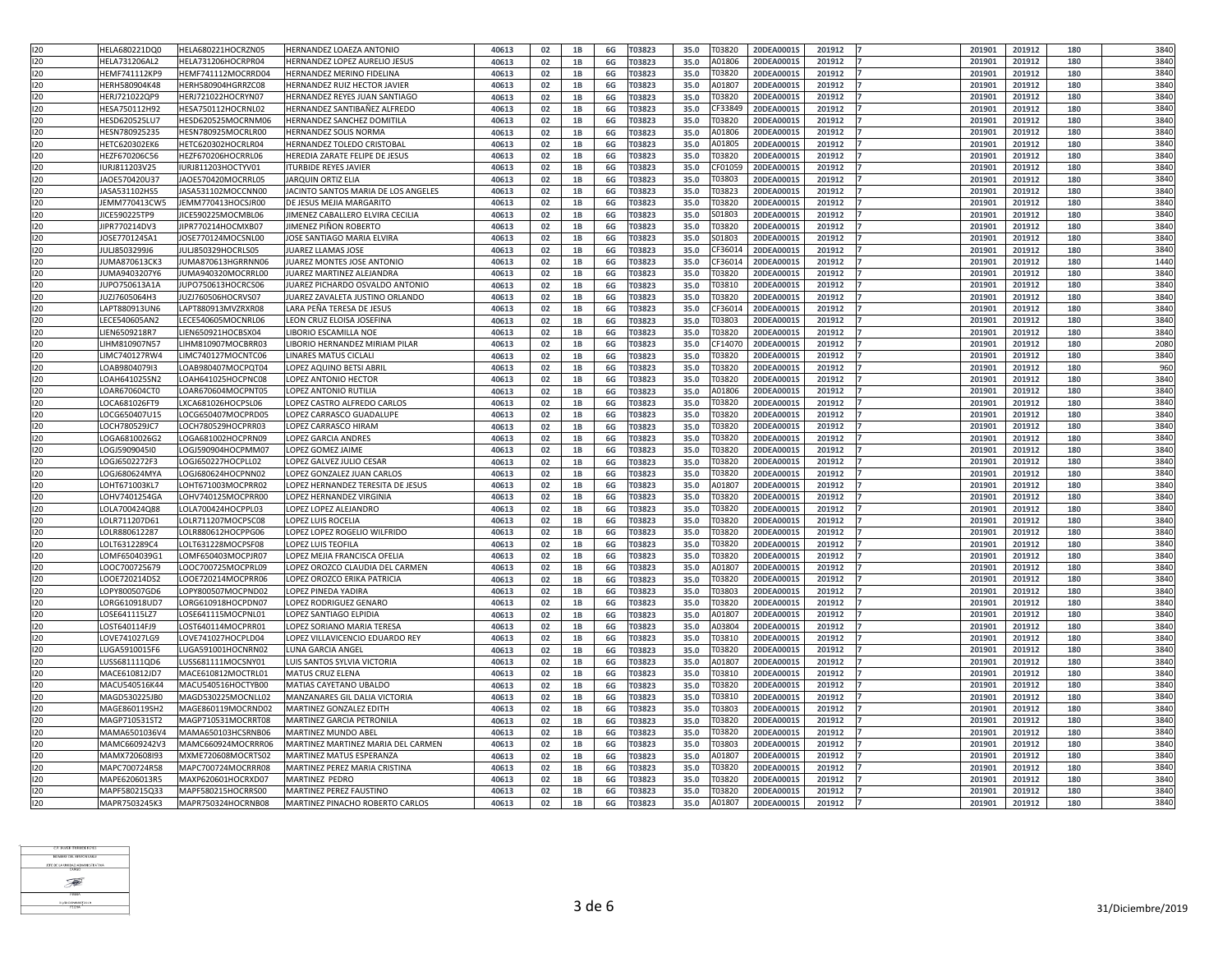| | | | | | | | | | | | | | | | | | | |
|---|---|---|---|---|---|---|---|---|---|---|---|---|---|---|---|---|---|---|
| I20 | HELA680221DQ0 | HELA680221HOCRZN05 | HERNANDEZ LOAEZA ANTONIO | 40613 | 02 | 1B | 6G | T03823 | 35.0 | T03820 | 20DEA0001S | 201912 | 7 | | 201901 | 201912 | 180 | 3840 |
| I20 | HELA731206AL2 | HELA731206HOCRPR04 | HERNANDEZ LOPEZ AURELIO JESUS | 40613 | 02 | 1B | 6G | T03823 | 35.0 | A01806 | 20DEA0001S | 201912 | 7 | | 201901 | 201912 | 180 | 3840 |
| I20 | HEMF741112KP9 | HEMF741112MOCRRD04 | HERNANDEZ MERINO FIDELINA | 40613 | 02 | 1B | 6G | T03823 | 35.0 | T03820 | 20DEA0001S | 201912 | 7 | | 201901 | 201912 | 180 | 3840 |
| I20 | HERH580904K48 | HERH580904HGRRZC08 | HERNANDEZ RUIZ HECTOR JAVIER | 40613 | 02 | 1B | 6G | T03823 | 35.0 | A01807 | 20DEA0001S | 201912 | 7 | | 201901 | 201912 | 180 | 3840 |
| I20 | HERJ721022QP9 | HERJ721022HOCRYN07 | HERNANDEZ REYES JUAN SANTIAGO | 40613 | 02 | 1B | 6G | T03823 | 35.0 | T03820 | 20DEA0001S | 201912 | 7 | | 201901 | 201912 | 180 | 3840 |
| I20 | HESA750112H92 | HESA750112HOCRNL02 | HERNANDEZ SANTIBAÑEZ ALFREDO | 40613 | 02 | 1B | 6G | T03823 | 35.0 | CF33849 | 20DEA0001S | 201912 | 7 | | 201901 | 201912 | 180 | 3840 |
| I20 | HESD620525LU7 | HESD620525MOCRNM06 | HERNANDEZ SANCHEZ DOMITILA | 40613 | 02 | 1B | 6G | T03823 | 35.0 | T03820 | 20DEA0001S | 201912 | 7 | | 201901 | 201912 | 180 | 3840 |
| I20 | HESN780925235 | HESN780925MOCRLR00 | HERNANDEZ SOLIS NORMA | 40613 | 02 | 1B | 6G | T03823 | 35.0 | A01806 | 20DEA0001S | 201912 | 7 | | 201901 | 201912 | 180 | 3840 |
| I20 | HETC620302EK6 | HETC620302HOCRLR04 | HERNANDEZ TOLEDO CRISTOBAL | 40613 | 02 | 1B | 6G | T03823 | 35.0 | A01805 | 20DEA0001S | 201912 | 7 | | 201901 | 201912 | 180 | 3840 |
| I20 | HEZF670206C56 | HEZF670206HOCRRL06 | HEREDIA ZARATE FELIPE DE JESUS | 40613 | 02 | 1B | 6G | T03823 | 35.0 | T03820 | 20DEA0001S | 201912 | 7 | | 201901 | 201912 | 180 | 3840 |
| I20 | IURJ811203V25 | IURJ811203HOCTYV01 | ITURBIDE REYES JAVIER | 40613 | 02 | 1B | 6G | T03823 | 35.0 | CF01059 | 20DEA0001S | 201912 | 7 | | 201901 | 201912 | 180 | 3840 |
| I20 | JAOE570420U37 | JAOE570420MOCRRL05 | JARQUIN ORTIZ ELIA | 40613 | 02 | 1B | 6G | T03823 | 35.0 | T03803 | 20DEA0001S | 201912 | 7 | | 201901 | 201912 | 180 | 3840 |
| I20 | JASA531102HS5 | JASA531102MOCCNN00 | JACINTO SANTOS MARIA DE LOS ANGELES | 40613 | 02 | 1B | 6G | T03823 | 35.0 | T03823 | 20DEA0001S | 201912 | 7 | | 201901 | 201912 | 180 | 3840 |
| I20 | JEMM770413CW5 | JEMM770413HOCSJR00 | DE JESUS MEJIA MARGARITO | 40613 | 02 | 1B | 6G | T03823 | 35.0 | T03820 | 20DEA0001S | 201912 | 7 | | 201901 | 201912 | 180 | 3840 |
| I20 | JICE590225TP9 | JICE590225MOCMBL06 | JIMENEZ CABALLERO ELVIRA CECILIA | 40613 | 02 | 1B | 6G | T03823 | 35.0 | S01803 | 20DEA0001S | 201912 | 7 | | 201901 | 201912 | 180 | 3840 |
| I20 | JIPR770214DV3 | JIPR770214HOCMXB07 | JIMENEZ PIÑON ROBERTO | 40613 | 02 | 1B | 6G | T03823 | 35.0 | T03820 | 20DEA0001S | 201912 | 7 | | 201901 | 201912 | 180 | 3840 |
| I20 | JOSE770124SA1 | JOSE770124MOCSNL00 | JOSE SANTIAGO MARIA ELVIRA | 40613 | 02 | 1B | 6G | T03823 | 35.0 | S01803 | 20DEA0001S | 201912 | 7 | | 201901 | 201912 | 180 | 3840 |
| I20 | JULJ850329J6 | JULJ850329HOCRLS05 | JUAREZ LLAMAS JOSE | 40613 | 02 | 1B | 6G | T03823 | 35.0 | CF36014 | 20DEA0001S | 201912 | 7 | | 201901 | 201912 | 180 | 3840 |
| I20 | JUMA870613CK3 | JUMA870613HGRRNN06 | JUAREZ MONTES JOSE ANTONIO | 40613 | 02 | 1B | 6G | T03823 | 35.0 | CF36014 | 20DEA0001S | 201912 | 7 | | 201901 | 201912 | 180 | 1440 |
| I20 | JUMA9403207Y6 | JUMA940320MOCRRL00 | JUAREZ MARTINEZ ALEJANDRA | 40613 | 02 | 1B | 6G | T03823 | 35.0 | T03820 | 20DEA0001S | 201912 | 7 | | 201901 | 201912 | 180 | 3840 |
| I20 | JUPO750613A1A | JUPO750613HOCRCS06 | JUAREZ PICHARDO OSVALDO ANTONIO | 40613 | 02 | 1B | 6G | T03823 | 35.0 | T03810 | 20DEA0001S | 201912 | 7 | | 201901 | 201912 | 180 | 3840 |
| I20 | JUZJ7605064H3 | JUZJ760506HOCRVS07 | JUAREZ ZAVALETA JUSTINO ORLANDO | 40613 | 02 | 1B | 6G | T03823 | 35.0 | T03820 | 20DEA0001S | 201912 | 7 | | 201901 | 201912 | 180 | 3840 |
| I20 | LAPT880913UN6 | LAPT880913MVZRXR08 | LARA PEÑA TERESA DE JESUS | 40613 | 02 | 1B | 6G | T03823 | 35.0 | CF36014 | 20DEA0001S | 201912 | 7 | | 201901 | 201912 | 180 | 3840 |
| I20 | LECE540605AN2 | LECE540605MOCNRL06 | LEON CRUZ ELOISA JOSEFINA | 40613 | 02 | 1B | 6G | T03823 | 35.0 | T03803 | 20DEA0001S | 201912 | 7 | | 201901 | 201912 | 180 | 3840 |
| I20 | LIEN6509218R7 | LIEN650921HOCBSX04 | LIBORIO ESCAMILLA NOE | 40613 | 02 | 1B | 6G | T03823 | 35.0 | T03820 | 20DEA0001S | 201912 | 7 | | 201901 | 201912 | 180 | 3840 |
| I20 | LIHM810907N57 | LIHM810907MOCBRR03 | LIBORIO HERNANDEZ MIRIAM PILAR | 40613 | 02 | 1B | 6G | T03823 | 35.0 | CF14070 | 20DEA0001S | 201912 | 7 | | 201901 | 201912 | 180 | 2080 |
| I20 | LIMC740127RW4 | LIMC740127MOCNTC06 | LINARES MATUS CICLALI | 40613 | 02 | 1B | 6G | T03823 | 35.0 | T03820 | 20DEA0001S | 201912 | 7 | | 201901 | 201912 | 180 | 3840 |
| I20 | LOAB9804079I3 | LOAB980407MOCPQT04 | LOPEZ AQUINO BETSI ABRIL | 40613 | 02 | 1B | 6G | T03823 | 35.0 | T03820 | 20DEA0001S | 201912 | 7 | | 201901 | 201912 | 180 | 960 |
| I20 | LOAH641025SN2 | LOAH641025HOCPNC08 | LOPEZ ANTONIO HECTOR | 40613 | 02 | 1B | 6G | T03823 | 35.0 | T03820 | 20DEA0001S | 201912 | 7 | | 201901 | 201912 | 180 | 3840 |
| I20 | LOAR670604CT0 | LOAR670604MOCPNT05 | LOPEZ ANTONIO RUTILIA | 40613 | 02 | 1B | 6G | T03823 | 35.0 | A01806 | 20DEA0001S | 201912 | 7 | | 201901 | 201912 | 180 | 3840 |
| I20 | LOCA681026FT9 | LXCA681026HOCPSL06 | LOPEZ CASTRO ALFREDO CARLOS | 40613 | 02 | 1B | 6G | T03823 | 35.0 | T03820 | 20DEA0001S | 201912 | 7 | | 201901 | 201912 | 180 | 3840 |
| I20 | LOCG650407U15 | LOCG650407MOCPRD05 | LOPEZ CARRASCO GUADALUPE | 40613 | 02 | 1B | 6G | T03823 | 35.0 | T03820 | 20DEA0001S | 201912 | 7 | | 201901 | 201912 | 180 | 3840 |
| I20 | LOCH780529JC7 | LOCH780529HOCPRR03 | LOPEZ CARRASCO HIRAM | 40613 | 02 | 1B | 6G | T03823 | 35.0 | T03820 | 20DEA0001S | 201912 | 7 | | 201901 | 201912 | 180 | 3840 |
| I20 | LOGA6810026G2 | LOGA681002HOCPRN09 | LOPEZ GARCIA ANDRES | 40613 | 02 | 1B | 6G | T03823 | 35.0 | T03820 | 20DEA0001S | 201912 | 7 | | 201901 | 201912 | 180 | 3840 |
| I20 | LOGJ5909045I0 | LOGJ590904HOCPMM07 | LOPEZ GOMEZ JAIME | 40613 | 02 | 1B | 6G | T03823 | 35.0 | T03820 | 20DEA0001S | 201912 | 7 | | 201901 | 201912 | 180 | 3840 |
| I20 | LOGJ6502272F3 | LOGJ650227HOCPLL02 | LOPEZ GALVEZ JULIO CESAR | 40613 | 02 | 1B | 6G | T03823 | 35.0 | T03820 | 20DEA0001S | 201912 | 7 | | 201901 | 201912 | 180 | 3840 |
| I20 | LOGJ680624MYA | LOGJ680624HOCPNN02 | LOPEZ GONZALEZ JUAN CARLOS | 40613 | 02 | 1B | 6G | T03823 | 35.0 | T03820 | 20DEA0001S | 201912 | 7 | | 201901 | 201912 | 180 | 3840 |
| I20 | LOHT671003KL7 | LOHT671003MOCPRR02 | LOPEZ HERNANDEZ TERESITA DE JESUS | 40613 | 02 | 1B | 6G | T03823 | 35.0 | A01807 | 20DEA0001S | 201912 | 7 | | 201901 | 201912 | 180 | 3840 |
| I20 | LOHV7401254GA | LOHV740125MOCPRR00 | LOPEZ HERNANDEZ VIRGINIA | 40613 | 02 | 1B | 6G | T03823 | 35.0 | T03820 | 20DEA0001S | 201912 | 7 | | 201901 | 201912 | 180 | 3840 |
| I20 | LOLA700424Q88 | LOLA700424HOCPPL03 | LOPEZ LOPEZ ALEJANDRO | 40613 | 02 | 1B | 6G | T03823 | 35.0 | T03820 | 20DEA0001S | 201912 | 7 | | 201901 | 201912 | 180 | 3840 |
| I20 | LOLR711207D61 | LOLR711207MOCPSC08 | LOPEZ LUIS ROCELIA | 40613 | 02 | 1B | 6G | T03823 | 35.0 | T03820 | 20DEA0001S | 201912 | 7 | | 201901 | 201912 | 180 | 3840 |
| I20 | LOLR880612287 | LOLR880612HOCPPG06 | LOPEZ LOPEZ ROGELIO WILFRIDO | 40613 | 02 | 1B | 6G | T03823 | 35.0 | T03820 | 20DEA0001S | 201912 | 7 | | 201901 | 201912 | 180 | 3840 |
| I20 | LOLT6312289C4 | LOLT631228MOCPSF08 | LOPEZ LUIS TEOFILA | 40613 | 02 | 1B | 6G | T03823 | 35.0 | T03820 | 20DEA0001S | 201912 | 7 | | 201901 | 201912 | 180 | 3840 |
| I20 | LOMF6504039G1 | LOMF650403MOCPJR07 | LOPEZ MEJIA FRANCISCA OFELIA | 40613 | 02 | 1B | 6G | T03823 | 35.0 | T03820 | 20DEA0001S | 201912 | 7 | | 201901 | 201912 | 180 | 3840 |
| I20 | LOOC700725679 | LOOC700725MOCPRL09 | LOPEZ OROZCO CLAUDIA DEL CARMEN | 40613 | 02 | 1B | 6G | T03823 | 35.0 | A01807 | 20DEA0001S | 201912 | 7 | | 201901 | 201912 | 180 | 3840 |
| I20 | LOOE720214DS2 | LOOE720214MOCPRR06 | LOPEZ OROZCO ERIKA PATRICIA | 40613 | 02 | 1B | 6G | T03823 | 35.0 | T03820 | 20DEA0001S | 201912 | 7 | | 201901 | 201912 | 180 | 3840 |
| I20 | LOPY800507GD6 | LOPY800507MOCPND02 | LOPEZ PINEDA YADIRA | 40613 | 02 | 1B | 6G | T03823 | 35.0 | T03803 | 20DEA0001S | 201912 | 7 | | 201901 | 201912 | 180 | 3840 |
| I20 | LORG610918UD7 | LORG610918HOCPDN07 | LOPEZ RODRIGUEZ GENARO | 40613 | 02 | 1B | 6G | T03823 | 35.0 | T03820 | 20DEA0001S | 201912 | 7 | | 201901 | 201912 | 180 | 3840 |
| I20 | LOSE641115LZ7 | LOSE641115MOCPNL01 | LOPEZ SANTIAGO ELPIDIA | 40613 | 02 | 1B | 6G | T03823 | 35.0 | A01807 | 20DEA0001S | 201912 | 7 | | 201901 | 201912 | 180 | 3840 |
| I20 | LOST640114FJ9 | LOST640114MOCPRR01 | LOPEZ SORIANO MARIA TERESA | 40613 | 02 | 1B | 6G | T03823 | 35.0 | A03804 | 20DEA0001S | 201912 | 7 | | 201901 | 201912 | 180 | 3840 |
| I20 | LOVE741027LG9 | LOVE741027HOCPLD04 | LOPEZ VILLAVICENCIO EDUARDO REY | 40613 | 02 | 1B | 6G | T03823 | 35.0 | T03810 | 20DEA0001S | 201912 | 7 | | 201901 | 201912 | 180 | 3840 |
| I20 | LUGA5910015F6 | LUGA591001HOCNRN02 | LUNA GARCIA ANGEL | 40613 | 02 | 1B | 6G | T03823 | 35.0 | T03820 | 20DEA0001S | 201912 | 7 | | 201901 | 201912 | 180 | 3840 |
| I20 | LUSS681111QD6 | LUSS681111MOCSNY01 | LUIS SANTOS SYLVIA VICTORIA | 40613 | 02 | 1B | 6G | T03823 | 35.0 | A01807 | 20DEA0001S | 201912 | 7 | | 201901 | 201912 | 180 | 3840 |
| I20 | MACE610812JD7 | MACE610812MOCTRL01 | MATUS CRUZ ELENA | 40613 | 02 | 1B | 6G | T03823 | 35.0 | T03810 | 20DEA0001S | 201912 | 7 | | 201901 | 201912 | 180 | 3840 |
| I20 | MACU540516K44 | MACU540516HOCTYB00 | MATIAS CAYETANO UBALDO | 40613 | 02 | 1B | 6G | T03823 | 35.0 | T03820 | 20DEA0001S | 201912 | 7 | | 201901 | 201912 | 180 | 3840 |
| I20 | MAGD530225JB0 | MAGD530225MOCNLL02 | MANZANARES GIL DALIA VICTORIA | 40613 | 02 | 1B | 6G | T03823 | 35.0 | T03810 | 20DEA0001S | 201912 | 7 | | 201901 | 201912 | 180 | 3840 |
| I20 | MAGE860119SH2 | MAGE860119MOCRND02 | MARTINEZ GONZALEZ EDITH | 40613 | 02 | 1B | 6G | T03823 | 35.0 | T03803 | 20DEA0001S | 201912 | 7 | | 201901 | 201912 | 180 | 3840 |
| I20 | MAGP710531ST2 | MAGP710531MOCRRT08 | MARTINEZ GARCIA PETRONILA | 40613 | 02 | 1B | 6G | T03823 | 35.0 | T03820 | 20DEA0001S | 201912 | 7 | | 201901 | 201912 | 180 | 3840 |
| I20 | MAMA6501036V4 | MAMA650103HCSRNB06 | MARTINEZ MUNDO ABEL | 40613 | 02 | 1B | 6G | T03823 | 35.0 | T03820 | 20DEA0001S | 201912 | 7 | | 201901 | 201912 | 180 | 3840 |
| I20 | MAMC6609242V3 | MAMC660924MOCRRR06 | MARTINEZ MARTINEZ MARIA DEL CARMEN | 40613 | 02 | 1B | 6G | T03823 | 35.0 | T03803 | 20DEA0001S | 201912 | 7 | | 201901 | 201912 | 180 | 3840 |
| I20 | MAMX720608I93 | MXME720608MOCRTS02 | MARTINEZ MATUS ESPERANZA | 40613 | 02 | 1B | 6G | T03823 | 35.0 | A01807 | 20DEA0001S | 201912 | 7 | | 201901 | 201912 | 180 | 3840 |
| I20 | MAPC700724R58 | MAPC700724MOCRRR08 | MARTINEZ PEREZ MARIA CRISTINA | 40613 | 02 | 1B | 6G | T03823 | 35.0 | T03820 | 20DEA0001S | 201912 | 7 | | 201901 | 201912 | 180 | 3840 |
| I20 | MAPE6206013R5 | MAXP620601HOCRXD07 | MARTINEZ PEDRO | 40613 | 02 | 1B | 6G | T03823 | 35.0 | T03820 | 20DEA0001S | 201912 | 7 | | 201901 | 201912 | 180 | 3840 |
| I20 | MAPF580215Q33 | MAPF580215HOCRRS00 | MARTINEZ PEREZ FAUSTINO | 40613 | 02 | 1B | 6G | T03823 | 35.0 | T03820 | 20DEA0001S | 201912 | 7 | | 201901 | 201912 | 180 | 3840 |
| I20 | MAPR7503245K3 | MAPR750324HOCRNB08 | MARTINEZ PINACHO ROBERTO CARLOS | 40613 | 02 | 1B | 6G | T03823 | 35.0 | A01807 | 20DEA0001S | 201912 | 7 | | 201901 | 201912 | 180 | 3840 |

31/Diciembre/2019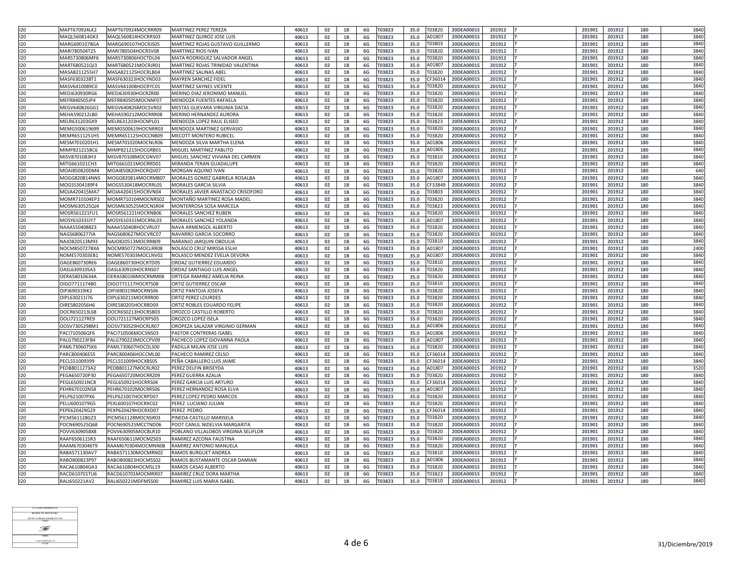| | | | | | | | | | | | | | | | | | | |
|---|---|---|---|---|---|---|---|---|---|---|---|---|---|---|---|---|---|---|
| I20 | MAPT670924LK2 | MAPT670924MOCRRR09 | MARTINEZ PEREZ TEREZA | 40613 | 02 | 1B | 6G | T03823 | 35.0 | T03820 | 20DEA0001S | 201912 | 7 | | 201901 | 201912 | 180 | 3840 |
| I20 | MAQL560814GK3 | MAQL560814HOCRRS03 | MARTINEZ QUIROZ JOSE LUIS | 40613 | 02 | 1B | 6G | T03823 | 35.0 | A01807 | 20DEA0001S | 201912 | 7 | | 201901 | 201912 | 180 | 3840 |
| I20 | MARG6901078GA | MARG690107HOCRJS05 | MARTINEZ ROJAS GUSTAVO GUILLERMO | 40613 | 02 | 1B | 6G | T03823 | 35.0 | T03803 | 20DEA0001S | 201912 | 7 | | 201901 | 201912 | 180 | 3840 |
| I20 | MARI780504T25 | MARI780504HOCRSV08 | MARTINEZ RIOS IVAN | 40613 | 02 | 1B | 6G | T03823 | 35.0 | T03820 | 20DEA0001S | 201912 | 7 | | 201901 | 201912 | 180 | 3840 |
| I20 | MARS730806MF6 | MARS730806HOCTDL04 | MATA RODRIGUEZ SALVADOR ANGEL | 40613 | 02 | 1B | 6G | T03823 | 35.0 | T03820 | 20DEA0001S | 201912 | 7 | | 201901 | 201912 | 180 | 3840 |
| I20 | MART680521QJ3 | MART680521MOCRJR01 | MARTINEZ ROJAS TRINIDAD VALENTINA | 40613 | 02 | 1B | 6G | T03823 | 35.0 | A01807 | 20DEA0001S | 201912 | 7 | | 201901 | 201912 | 180 | 3840 |
| I20 | MASA8211255H7 | MASA821125HOCRLB04 | MARTINEZ SALINAS ABEL | 40613 | 02 | 1B | 6G | T03823 | 35.0 | T03820 | 20DEA0001S | 201912 | 7 | | 201901 | 201912 | 180 | 3840 |
| I20 | MASF6303238T1 | MASF630323HOCYND03 | MAYREN SANCHEZ FIDEL | 40613 | 02 | 1B | 6G | T03823 | 35.0 | CF36014 | 20DEA0001S | 201912 | 7 | | 201901 | 201912 | 180 | 3840 |
| I20 | MASV6410089C0 | MASV641008HOCRYC01 | MARTINEZ SAYNES VICENTE | 40613 | 02 | 1B | 6G | T03823 | 35.0 | T03820 | 20DEA0001S | 201912 | 7 | | 201901 | 201912 | 180 | 3840 |
| I20 | MEDJ630930RG6 | MEDJ630930HOCRZR00 | MERINO DIAZ JERONIMO MANUEL | 40613 | 02 | 1B | 6G | T03823 | 35.0 | T03820 | 20DEA0001S | 201912 | 7 | | 201901 | 201912 | 180 | 3840 |
| I20 | MEFR840505JP4 | MEFR840505MOCNNF07 | MENDOZA FUENTES RAFAELA | 40613 | 02 | 1B | 6G | T03823 | 35.0 | T03820 | 20DEA0001S | 201912 | 7 | | 201901 | 201912 | 180 | 3840 |
| I20 | MEGV640826GG1 | MEGV640826MOCSVR02 | MESTAS GUEVARA VIRGINIA DACIA | 40613 | 02 | 1B | 6G | T03823 | 35.0 | T03820 | 20DEA0001S | 201912 | 7 | | 201901 | 201912 | 180 | 3840 |
| I20 | MEHA590212LB0 | MEHA590212MOCRRR08 | MERINO HERNANDEZ AURORA | 40613 | 02 | 1B | 6G | T03823 | 35.0 | T03820 | 20DEA0001S | 201912 | 7 | | 201901 | 201912 | 180 | 3840 |
| I20 | MELR631203GX9 | MELR631203HOCNPL01 | MENDOZA LOPEZ RAUL ELISEO | 40613 | 02 | 1B | 6G | T03823 | 35.0 | T03823 | 20DEA0001S | 201912 | 7 | | 201901 | 201912 | 180 | 3840 |
| I20 | MEMG500619699 | MEMG500619HOCNRR03 | MENDOZA MARTINEZ GERVASIO | 40613 | 02 | 1B | 6G | T03823 | 35.0 | T03820 | 20DEA0001S | 201912 | 7 | | 201901 | 201912 | 180 | 3840 |
| I20 | MEMR6511251H5 | MEMR651125HOCCNB09 | MECOTT MONTERO RUBICEL | 40613 | 02 | 1B | 6G | T03823 | 35.0 | T03820 | 20DEA0001S | 201912 | 7 | | 201901 | 201912 | 180 | 3840 |
| I20 | MESM7010201H1 | MESM701020MOCNLR06 | MENDOZA SILVA MARTHA ELENA | 40613 | 02 | 1B | 6G | T03823 | 35.0 | A01806 | 20DEA0001S | 201912 | 7 | | 201901 | 201912 | 180 | 3840 |
| I20 | MIMP821215BC6 | MIMP821215HOCGRB01 | MIGUEL MARTINEZ PABLITO | 40613 | 02 | 1B | 6G | T03823 | 35.0 | A01805 | 20DEA0001S | 201912 | 7 | | 201901 | 201912 | 180 | 3840 |
| I20 | MISV8701083H3 | MISV870108MOCGNV07 | MIGUEL SANCHEZ VIVIANA DEL CARMEN | 40613 | 02 | 1B | 6G | T03823 | 35.0 | T03810 | 20DEA0001S | 201912 | 7 | | 201901 | 201912 | 180 | 3840 |
| I20 | MITG661021CH3 | MITG661021MOCRRD01 | MIRANDA TERAN GUADALUPE | 40613 | 02 | 1B | 6G | T03823 | 35.0 | T03820 | 20DEA0001S | 201912 | 7 | | 201901 | 201912 | 180 | 3840 |
| I20 | MOAI850820DM4 | MOAI850820HOCRQV07 | MORGAN AQUINO IVAN | 40613 | 02 | 1B | 6G | T03823 | 35.0 | T03820 | 20DEA0001S | 201912 | 7 | | 201901 | 201912 | 180 | 640 |
| I20 | MOGG820814NN5 | MOGG820814MOCRMB07 | MORALES GOMEZ GABRIELA ROSALBA | 40613 | 02 | 1B | 6G | T03823 | 35.0 | A01807 | 20DEA0001S | 201912 | 7 | | 201901 | 201912 | 180 | 3840 |
| I20 | MOGS5304189F4 | MOGS530418MOCRRL05 | MORALES GARCIA SILVIA | 40613 | 02 | 1B | 6G | T03823 | 35.0 | CF33849 | 20DEA0001S | 201912 | 7 | | 201901 | 201912 | 180 | 3840 |
| I20 | MOJA420415MA7 | MOJA420415HOCRVN04 | MORALES JAVIER ANASTACIO CRISOFORO | 40613 | 02 | 1B | 6G | T03823 | 35.0 | T03803 | 20DEA0001S | 201912 | 7 | | 201901 | 201912 | 180 | 3840 |
| I20 | MOMR710104EP3 | MOMR710104MOCNRS02 | MONTAÑO MARTINEZ ROSA MADEL | 40613 | 02 | 1B | 6G | T03823 | 35.0 | T03820 | 20DEA0001S | 201912 | 7 | | 201901 | 201912 | 180 | 3840 |
| I20 | MOSM630525QJ4 | MOSM630525MOCNSR04 | MONTERROSA SOSA MARCELA | 40613 | 02 | 1B | 6G | T03823 | 35.0 | T03823 | 20DEA0001S | 201912 | 7 | | 201901 | 201912 | 180 | 3840 |
| I20 | MOSR561221FU1 | MOSR561221HOCRNB06 | MORALES SANCHEZ RUBEN | 40613 | 02 | 1B | 6G | T03823 | 35.0 | T03820 | 20DEA0001S | 201912 | 7 | | 201901 | 201912 | 180 | 3840 |
| I20 | MOSY610331IY7 | MOSY610331MOCRNL03 | MORALES SANCHEZ YOLANDA | 40613 | 02 | 1B | 6G | T03823 | 35.0 | A01807 | 20DEA0001S | 201912 | 7 | | 201901 | 201912 | 180 | 3840 |
| I20 | NAAA5504088Z3 | NAAA550408HOCVRL07 | NAVA ARMENGOL ALBERTO | 40613 | 02 | 1B | 6G | T03823 | 35.0 | T03820 | 20DEA0001S | 201912 | 7 | | 201901 | 201912 | 180 | 3840 |
| I20 | NAGS6806277IA | NAGS680627MOCVRC07 | NAVARRO GARCIA SOCORRO | 40613 | 02 | 1B | 6G | T03823 | 35.0 | T03820 | 20DEA0001S | 201912 | 7 | | 201901 | 201912 | 180 | 3840 |
| I20 | NAJO820513M93 | NAJO820513MOCRRB09 | NARANJO JARQUIN OBDULIA | 40613 | 02 | 1B | 6G | T03823 | 35.0 | T03810 | 20DEA0001S | 201912 | 7 | | 201901 | 201912 | 180 | 3840 |
| I20 | NOCM850727BXA | NOCM850727MOCLRR08 | NOLASCO CRUZ MIRSSA ESLHI | 40613 | 02 | 1B | 6G | T03823 | 35.0 | A01807 | 20DEA0001S | 201912 | 7 | | 201901 | 201912 | 180 | 2400 |
| I20 | NOME570303EB1 | NOME570303MOCLNV02 | NOLASCO MENDEZ EVELIA DEVORA | 40613 | 02 | 1B | 6G | T03823 | 35.0 | A01807 | 20DEA0001S | 201912 | 7 | | 201901 | 201912 | 180 | 3840 |
| I20 | OAGE860730RE6 | OAGE860730HOCRTD05 | ORDAZ GUTIERREZ EDUARDO | 40613 | 02 | 1B | 6G | T03823 | 35.0 | T03810 | 20DEA0001S | 201912 | 7 | | 201901 | 201912 | 180 | 3840 |
| I20 | OASL630910SA3 | OASL630910HOCRNS07 | ORDAZ SANTIAGO LUIS ANGEL | 40613 | 02 | 1B | 6G | T03823 | 35.0 | T03820 | 20DEA0001S | 201912 | 7 | | 201901 | 201912 | 180 | 3840 |
| I20 | OERA58010634A | OERA580106MOCRMM08 | ORTEGA RAMIREZ AMELIA REINA | 40613 | 02 | 1B | 6G | T03823 | 35.0 | T03820 | 20DEA0001S | 201912 | 7 | | 201901 | 201912 | 180 | 3840 |
| I20 | OIGO7711174B0 | OIGO771117HOCRTS08 | ORTIZ GUTIERREZ OSCAR | 40613 | 02 | 1B | 6G | T03823 | 35.0 | T03810 | 20DEA0001S | 201912 | 7 | | 201901 | 201912 | 180 | 3840 |
| I20 | OIPJ690319IK2 | OIPJ690319MOCRNS06 | ORTIZ PANTOJA JOSEFA | 40613 | 02 | 1B | 6G | T03823 | 35.0 | T03820 | 20DEA0001S | 201912 | 7 | | 201901 | 201912 | 180 | 3840 |
| I20 | OIPL630211I76 | OIPL630211MOCRRR00 | ORTIZ PEREZ LOURDES | 40613 | 02 | 1B | 6G | T03823 | 35.0 | T03820 | 20DEA0001S | 201912 | 7 | | 201901 | 201912 | 180 | 3840 |
| I20 | OIRE5802056H6 | OIRE580205HOCRBD09 | ORTIZ ROBLES EDUARDO FELIPE | 40613 | 02 | 1B | 6G | T03823 | 35.0 | T03820 | 20DEA0001S | 201912 | 7 | | 201901 | 201912 | 180 | 3840 |
| I20 | OOCR650213L68 | OOCR650213HOCRSB03 | OROZCO CASTILLO ROBERTO | 40613 | 02 | 1B | 6G | T03823 | 35.0 | T03820 | 20DEA0001S | 201912 | 7 | | 201901 | 201912 | 180 | 3840 |
| I20 | OOLI721127RE9 | OOLI721127MOCRPS05 | OROZCO LOPEZ ISELA | 40613 | 02 | 1B | 6G | T03823 | 35.0 | T03820 | 20DEA0001S | 201912 | 7 | | 201901 | 201912 | 180 | 3840 |
| I20 | OOSV7305298M1 | OOSV730529HOCRLR07 | OROPEZA SALAZAR VIRGINIO GERMAN | 40613 | 02 | 1B | 6G | T03823 | 35.0 | A01806 | 20DEA0001S | 201912 | 7 | | 201901 | 201912 | 180 | 3840 |
| I20 | PACI710506QF6 | PACI710506MOCSNS03 | PASTOR CONTRERAS ISABEL | 40613 | 02 | 1B | 6G | T03823 | 35.0 | A01806 | 20DEA0001S | 201912 | 7 | | 201901 | 201912 | 180 | 3840 |
| I20 | PALG790223FB4 | PALG790223MOCCPV09 | PACHECO LOPEZ GIOVANNA PAOLA | 40613 | 02 | 1B | 6G | T03823 | 35.0 | A01807 | 20DEA0001S | 201912 | 7 | | 201901 | 201912 | 180 | 3840 |
| I20 | PAML7306075K6 | PAML730607HOCDLS00 | PADILLA MILAN JOSE LUIS | 40613 | 02 | 1B | 6G | T03823 | 35.0 | T03820 | 20DEA0001S | 201912 | 7 | | 201901 | 201912 | 180 | 3840 |
| I20 | PARC800406ES5 | PARC800406HOCCML00 | PACHECO RAMIREZ CELSO | 40613 | 02 | 1B | 6G | T03823 | 35.0 | CF36014 | 20DEA0001S | 201912 | 7 | | 201901 | 201912 | 180 | 3840 |
| I20 | PECL551009399 | PECL551009HOCXBS05 | PEÑA CABALLERO LUIS JAIME | 40613 | 02 | 1B | 6G | T03823 | 35.0 | CF36014 | 20DEA0001S | 201912 | 7 | | 201901 | 201912 | 180 | 3840 |
| I20 | PEDB8011273A2 | PEDB801127MOCRLR02 | PEREZ DELFIN BRISEYDA | 40613 | 02 | 1B | 6G | T03823 | 35.0 | A01807 | 20DEA0001S | 201912 | 7 | | 201901 | 201912 | 180 | 3520 |
| I20 | PEGA650720P30 | PEGA650720MOCRRZ09 | PEREZ GUERRA AZALIA | 40613 | 02 | 1B | 6G | T03823 | 35.0 | T03820 | 20DEA0001S | 201912 | 7 | | 201901 | 201912 | 180 | 3840 |
| I20 | PEGL650921NC8 | PEGL650921HOCRRS04 | PEREZ GARCIA LUIS ARTURO | 40613 | 02 | 1B | 6G | T03823 | 35.0 | CF36014 | 20DEA0001S | 201912 | 7 | | 201901 | 201912 | 180 | 3840 |
| I20 | PEHR670102NS8 | PEHR670102MOCRRS06 | PEREZ HERNANDEZ ROSA ELVA | 40613 | 02 | 1B | 6G | T03823 | 35.0 | A01807 | 20DEA0001S | 201912 | 7 | | 201901 | 201912 | 180 | 3840 |
| I20 | PELP621007PX6 | PELP621007HOCRPD07 | PEREZ LOPEZ PEDRO MARCOS | 40613 | 02 | 1B | 6G | T03823 | 35.0 | T03820 | 20DEA0001S | 201912 | 7 | | 201901 | 201912 | 180 | 3840 |
| I20 | PELU6001079G5 | PEXL600107HOCRXC02 | PEREZ LUCIANO JULIAN | 40613 | 02 | 1B | 6G | T03823 | 35.0 | T03820 | 20DEA0001S | 201912 | 7 | | 201901 | 201912 | 180 | 3840 |
| I20 | PEPE620429G29 | PEXP620429HOCRXD07 | PEREZ PEDRO | 40613 | 02 | 1B | 6G | T03823 | 35.0 | CF36014 | 20DEA0001S | 201912 | 7 | | 201901 | 201912 | 180 | 3840 |
| I20 | PICM561128GZ3 | PICM561128MOCNSR03 | PINEDA CASTILLO MARISELA | 40613 | 02 | 1B | 6G | T03823 | 35.0 | T03820 | 20DEA0001S | 201912 | 7 | | 201901 | 201912 | 180 | 3840 |
| I20 | POCN690525Q68 | POCN690525MCCTND06 | POOT CANUL NIDELVIA MARGARITA | 40613 | 02 | 1B | 6G | T03823 | 35.0 | T03820 | 20DEA0001S | 201912 | 7 | | 201901 | 201912 | 180 | 3840 |
| I20 | POVV6309058X8 | POVV630905MOCBLR10 | POBLANO VILLALOBOS VIRGINIA SELIFLOR | 40613 | 02 | 1B | 6G | T03823 | 35.0 | T03820 | 20DEA0001S | 201912 | 7 | | 201901 | 201912 | 180 | 3840 |
| I20 | RAAF6506115R3 | RAAF650611MOCMZS03 | RAMIREZ AZCONA FAUSTINA | 40613 | 02 | 1B | 6G | T03823 | 35.0 | T03820 | 20DEA0001S | 201912 | 7 | | 201901 | 201912 | 180 | 3840 |
| I20 | RAAM6703046T9 | RAAM670304MOCMNN08 | RAMIREZ ANTONIO MANUELA | 40613 | 02 | 1B | 6G | T03823 | 35.0 | T03820 | 20DEA0001S | 201912 | 7 | | 201901 | 201912 | 180 | 3840 |
| I20 | RABA571130AV7 | RABA571130MOCMRN02 | RAMOS BURGUET ANDREA | 40613 | 02 | 1B | 6G | T03823 | 35.0 | T03810 | 20DEA0001S | 201912 | 7 | | 201901 | 201912 | 180 | 3840 |
| I20 | RABO800823P97 | RABO800823HOCMSS02 | RAMOS BUSTAMANTE OSCAR DAMIAN | 40613 | 02 | 1B | 6G | T03823 | 35.0 | A01806 | 20DEA0001S | 201912 | 7 | | 201901 | 201912 | 180 | 3840 |
| I20 | RACA610804GA3 | RACA610804HOCMSL19 | RAMOS CASAS ALBERTO | 40613 | 02 | 1B | 6G | T03823 | 35.0 | T03820 | 20DEA0001S | 201912 | 7 | | 201901 | 201912 | 180 | 3840 |
| I20 | RACD610701TU6 | RACD610701MOCMRR07 | RAMIREZ CRUZ DORA MARTHA | 40613 | 02 | 1B | 6G | T03823 | 35.0 | T03823 | 20DEA0001S | 201912 | 7 | | 201901 | 201912 | 180 | 3840 |
| I20 | RALI650221AV2 | RALI650221MDFMSS00 | RAMIREZ LUIS MARIA ISABEL | 40613 | 02 | 1B | 6G | T03823 | 35.0 | T03810 | 20DEA0001S | 201912 | 7 | | 201901 | 201912 | 180 | 3840 |

31/Diciembre/2019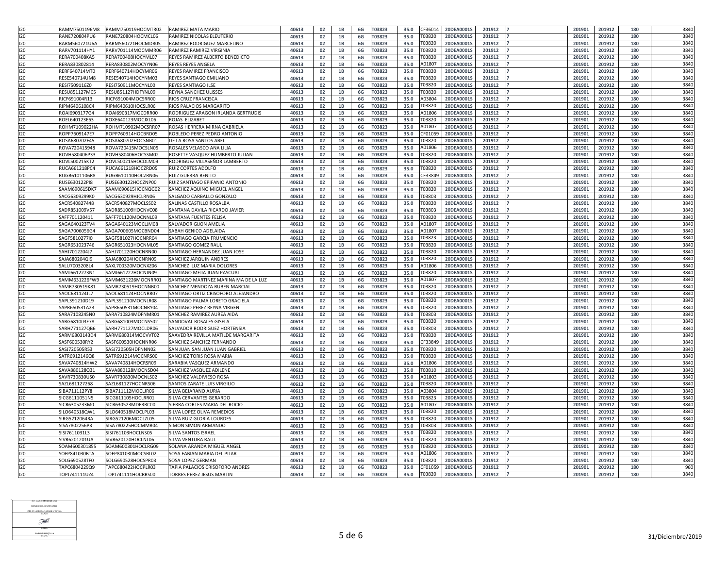| | | | | | | | | | | | | | | | | | |
|---|---|---|---|---|---|---|---|---|---|---|---|---|---|---|---|---|---|
| I20 | RAMM7501196M8 | RAMM750119HOCMTR02 | RAMIREZ MATA MARIO | 40613 | 02 | 1B | 6G | T03823 | 35.0 | CF36014 | 20DEA0001S | 201912 | 7 | 201901 | 201912 | 180 | 3840 |
| I20 | RANE720804PU6 | RANE720804HOCMCL06 | RAMIREZ NICOLAS ELEUTERIO | 40613 | 02 | 1B | 6G | T03823 | 35.0 | T03820 | 20DEA0001S | 201912 | 7 | 201901 | 201912 | 180 | 3840 |
| I20 | RARM560721U6A | RARM560721HOCMDR05 | RAMIREZ RODRIGUEZ MARCELINO | 40613 | 02 | 1B | 6G | T03823 | 35.0 | T03820 | 20DEA0001S | 201912 | 7 | 201901 | 201912 | 180 | 3840 |
| I20 | RARV701114HY1 | RARV701114MOCMMR06 | RAMIREZ RAMIREZ VIRGINIA | 40613 | 02 | 1B | 6G | T03823 | 35.0 | T03820 | 20DEA0001S | 201912 | 7 | 201901 | 201912 | 180 | 3840 |
| I20 | RERA700408KA5 | RERA700408HOCYML07 | REYES RAMIREZ ALBERTO BENEDICTO | 40613 | 02 | 1B | 6G | T03823 | 35.0 | T03820 | 20DEA0001S | 201912 | 7 | 201901 | 201912 | 180 | 3840 |
| I20 | RERA830802814 | RERA830802MOCYYN06 | REYES REYES ANGELA | 40613 | 02 | 1B | 6G | T03823 | 35.0 | A01807 | 20DEA0001S | 201912 | 7 | 201901 | 201912 | 180 | 3840 |
| I20 | RERF640714MT0 | RERF640714HOCYMR06 | REYES RAMIREZ FRANCISCO | 40613 | 02 | 1B | 6G | T03823 | 35.0 | T03820 | 20DEA0001S | 201912 | 7 | 201901 | 201912 | 180 | 3840 |
| I20 | RESE540714UM8 | RESE540714HOCYNM03 | REYES SANTIAGO EMILIANO | 40613 | 02 | 1B | 6G | T03823 | 35.0 | T03820 | 20DEA0001S | 201912 | 7 | 201901 | 201912 | 180 | 3840 |
| I20 | RESI7509116Z0 | RESI750911MOCYNL00 | REYES SANTIAGO ILSE | 40613 | 02 | 1B | 6G | T03823 | 35.0 | T03820 | 20DEA0001S | 201912 | 7 | 201901 | 201912 | 180 | 3840 |
| I20 | RESU851127MC5 | RESU851127HDFYNL09 | REYNA SANCHEZ ULISSES | 40613 | 02 | 1B | 6G | T03823 | 35.0 | T03820 | 20DEA0001S | 201912 | 7 | 201901 | 201912 | 180 | 3840 |
| I20 | RICF691004R13 | RICF691004MOCSRR00 | RIOS CRUZ FRANCISCA | 40613 | 02 | 1B | 6G | T03823 | 35.0 | A03804 | 20DEA0001S | 201912 | 7 | 201901 | 201912 | 180 | 3840 |
| I20 | RIPM6406108C4 | RIPM640610HOCSLR06 | RIOS PALACIOS MARGARITO | 40613 | 02 | 1B | 6G | T03823 | 35.0 | T03820 | 20DEA0001S | 201912 | 7 | 201901 | 201912 | 180 | 3840 |
| I20 | ROAI6903177G4 | ROAI690317MOCDRR00 | RODRIGUEZ ARAGON IRLANDA GERTRUDIS | 40613 | 02 | 1B | 6G | T03823 | 35.0 | A01806 | 20DEA0001S | 201912 | 7 | 201901 | 201912 | 180 | 3840 |
| I20 | ROEL640123E63 | ROXE640123MOCJXL06 | ROJAS ELIZABET | 40613 | 02 | 1B | 6G | T03823 | 35.0 | T03820 | 20DEA0001S | 201912 | 7 | 201901 | 201912 | 180 | 3840 |
| I20 | ROHM7109022HA | ROHM710902MOCSRR07 | ROSAS HERRERA MIRNA GABRIELA | 40613 | 02 | 1B | 6G | T03823 | 35.0 | A01807 | 20DEA0001S | 201912 | 7 | 201901 | 201912 | 180 | 3840 |
| I20 | ROPP7609147E7 | ROPP760914HOCBRD05 | ROBLEDO PEREZ PEDRO ANTONIO | 40613 | 02 | 1B | 6G | T03823 | 35.0 | CF01059 | 20DEA0001S | 201912 | 7 | 201901 | 201912 | 180 | 3840 |
| I20 | ROSA680702F45 | ROSA680702HOCSNB01 | DE LA ROSA SANTOS ABEL | 40613 | 02 | 1B | 6G | T03823 | 35.0 | T03820 | 20DEA0001S | 201912 | 7 | 201901 | 201912 | 180 | 3840 |
| I20 | ROVA720415948 | ROVA720415MOCSLN05 | ROSALES VELASCO ANA LILIA | 40613 | 02 | 1B | 6G | T03823 | 35.0 | A01806 | 20DEA0001S | 201912 | 7 | 201901 | 201912 | 180 | 3840 |
| I20 | ROVH580406P33 | ROVH580406HOCSSM02 | ROSETTE VASQUEZ HUMBERTO JULIAN | 40613 | 02 | 1B | 6G | T03823 | 35.0 | T03820 | 20DEA0001S | 201912 | 7 | 201901 | 201912 | 180 | 3840 |
| I20 | ROVL500215KT2 | ROVL500215HOCDLM09 | RODRIGUEZ VILLASEÑOR LAMBERTO | 40613 | 02 | 1B | 6G | T03823 | 35.0 | T03820 | 20DEA0001S | 201912 | 7 | 201901 | 201912 | 180 | 3840 |
| I20 | RUCA661218PC4 | RUCA661218HOCZRD05 | RUIZ CORTES ADOLFO | 40613 | 02 | 1B | 6G | T03823 | 35.0 | T03820 | 20DEA0001S | 201912 | 7 | 201901 | 201912 | 180 | 3840 |
| I20 | RUGB6101106R8 | RUGB610110HOCZRN06 | RUIZ GUERRA BENITO | 40613 | 02 | 1B | 6G | T03823 | 35.0 | CF33849 | 20DEA0001S | 201912 | 7 | 201901 | 201912 | 180 | 3840 |
| I20 | RUSE630122PI8 | RUSE630122HOCZNP00 | RUIZ SANTIAGO EPIFANIO ANTONIO | 40613 | 02 | 1B | 6G | T03823 | 35.0 | T03820 | 20DEA0001S | 201912 | 7 | 201901 | 201912 | 180 | 3840 |
| I20 | SAAM690615DK7 | SAAM690615HOCNQG02 | SANCHEZ AQUINO MIGUEL ANGEL | 40613 | 02 | 1B | 6G | T03823 | 35.0 | T03820 | 20DEA0001S | 201912 | 7 | 201901 | 201912 | 180 | 3840 |
| I20 | SACG6309299K0 | SACG630929HJCLRN06 | SALGADO CARBALLO GONZALO | 40613 | 02 | 1B | 6G | T03823 | 35.0 | T03803 | 20DEA0001S | 201912 | 7 | 201901 | 201912 | 180 | 3840 |
| I20 | SACR540827448 | SACR540827MOCLSS02 | SALINAS CASTILLO ROSALBA | 40613 | 02 | 1B | 6G | T03823 | 35.0 | T03820 | 20DEA0001S | 201912 | 7 | 201901 | 201912 | 180 | 3840 |
| I20 | SADR851009V57 | SADR851009HOCNVC08 | SANTANA DAVILA RICARDO JAVIER | 40613 | 02 | 1B | 6G | T03823 | 35.0 | T03803 | 20DEA0001S | 201912 | 7 | 201901 | 201912 | 180 | 3840 |
| I20 | SAFF701120411 | SAFF701120MOCNNL09 | SANTANA FUENTES FELISA | 40613 | 02 | 1B | 6G | T03823 | 35.0 | T03820 | 20DEA0001S | 201912 | 7 | 201901 | 201912 | 180 | 3840 |
| I20 | SAGA640123TV4 | SAGA640123MOCLJM08 | SALVADOR GIJON AMELIA | 40613 | 02 | 1B | 6G | T03823 | 35.0 | A01807 | 20DEA0001S | 201912 | 7 | 201901 | 201912 | 180 | 3840 |
| I20 | SAGA7006056G4 | SAGA700605MOCBND04 | SABAH GENICO ADELAIDA | 40613 | 02 | 1B | 6G | T03823 | 35.0 | A01807 | 20DEA0001S | 201912 | 7 | 201901 | 201912 | 180 | 3840 |
| I20 | SAGF5810277I0 | SAGF581027HOCNRR04 | SANTIAGO GARCIA FRUMENCIO | 40613 | 02 | 1B | 6G | T03823 | 35.0 | T03823 | 20DEA0001S | 201912 | 7 | 201901 | 201912 | 180 | 3840 |
| I20 | SAGR651023746 | SAGR651023HOCNML05 | SANTIAGO GOMEZ RAUL | 40613 | 02 | 1B | 6G | T03823 | 35.0 | T03820 | 20DEA0001S | 201912 | 7 | 201901 | 201912 | 180 | 3840 |
| I20 | SAHJ7012204J7 | SAHJ701220HOCNRN00 | SANTIAGO HERNANDEZ JUAN JOSE | 40613 | 02 | 1B | 6G | T03823 | 35.0 | T03820 | 20DEA0001S | 201912 | 7 | 201901 | 201912 | 180 | 3840 |
| I20 | SAJA680204QI9 | SAJA680204HOCNRN09 | SANCHEZ JARQUIN ANDRES | 40613 | 02 | 1B | 6G | T03823 | 35.0 | T03820 | 20DEA0001S | 201912 | 7 | 201901 | 201912 | 180 | 3840 |
| I20 | SALU7003208L4 | SAXL700320MOCNXZ06 | SANCHEZ LUZ MARIA DOLORES | 40613 | 02 | 1B | 6G | T03823 | 35.0 | A01806 | 20DEA0001S | 201912 | 7 | 201901 | 201912 | 180 | 3840 |
| I20 | SAMJ6612273N1 | SAMJ661227HOCNJN09 | SANTIAGO MEJIA JUAN PASCUAL | 40613 | 02 | 1B | 6G | T03823 | 35.0 | T03820 | 20DEA0001S | 201912 | 7 | 201901 | 201912 | 180 | 3840 |
| I20 | SAMM631226FW9 | SAMM631226MOCNRR01 | SANTIAGO MARTINEZ MARINA MA DE LA LUZ | 40613 | 02 | 1B | 6G | T03823 | 35.0 | A01807 | 20DEA0001S | 201912 | 7 | 201901 | 201912 | 180 | 3840 |
| I20 | SAMR730519K81 | SAMR730519HOCNNB00 | SANCHEZ MENDOZA RUBEN MARCIAL | 40613 | 02 | 1B | 6G | T03823 | 35.0 | T03820 | 20DEA0001S | 201912 | 7 | 201901 | 201912 | 180 | 3840 |
| I20 | SAOC681124JL7 | SAOC681124HOCNRR07 | SANTIAGO ORTIZ CRISOFORO ALEJANDRO | 40613 | 02 | 1B | 6G | T03823 | 35.0 | T03820 | 20DEA0001S | 201912 | 7 | 201901 | 201912 | 180 | 3840 |
| I20 | SAPL391210D19 | SAPL391210MOCNLR08 | SANTIAGO PALMA LORETO GRACIELA | 40613 | 02 | 1B | 6G | T03823 | 35.0 | T03820 | 20DEA0001S | 201912 | 7 | 201901 | 201912 | 180 | 3840 |
| I20 | SAPR650531A23 | SAPR650531MOCNRY04 | SANTIAGO PEREZ REYNA VIRGEN | 40613 | 02 | 1B | 6G | T03823 | 35.0 | T03820 | 20DEA0001S | 201912 | 7 | 201901 | 201912 | 180 | 3840 |
| I20 | SARA7108245N0 | SARA710824MDFNMR01 | SANCHEZ RAMIREZ AUREA AIDA | 40613 | 02 | 1B | 6G | T03823 | 35.0 | T03803 | 20DEA0001S | 201912 | 7 | 201901 | 201912 | 180 | 3840 |
| I20 | SARG681003E78 | SARG681003MOCNSS02 | SANDOVAL ROSALES GISELA | 40613 | 02 | 1B | 6G | T03823 | 35.0 | T03820 | 20DEA0001S | 201912 | 7 | 201901 | 201912 | 180 | 3840 |
| I20 | SARH771127QB6 | SARH771127MOCLDR06 | SALVADOR RODRIGUEZ HORTENSIA | 40613 | 02 | 1B | 6G | T03823 | 35.0 | T03803 | 20DEA0001S | 201912 | 7 | 201901 | 201912 | 180 | 3840 |
| I20 | SARM6803143D4 | SARM680314MOCVVT02 | SAAVEDRA REVILLA MATILDE MARGARITA | 40613 | 02 | 1B | 6G | T03823 | 35.0 | T03820 | 20DEA0001S | 201912 | 7 | 201901 | 201912 | 180 | 3840 |
| I20 | SASF600530RY2 | SASF600530HOCNNR06 | SANCHEZ SANCHEZ FERNANDO | 40613 | 02 | 1B | 6G | T03823 | 35.0 | CF33849 | 20DEA0001S | 201912 | 7 | 201901 | 201912 | 180 | 3840 |
| I20 | SASJ720505R53 | SASJ720505HDFNNN02 | SAN JUAN SAN JUAN JUAN GABRIEL | 40613 | 02 | 1B | 6G | T03823 | 35.0 | T03820 | 20DEA0001S | 201912 | 7 | 201901 | 201912 | 180 | 3840 |
| I20 | SATR6912146Q8 | SATR691214MOCNRS00 | SANCHEZ TORIS ROSA MARIA | 40613 | 02 | 1B | 6G | T03823 | 35.0 | T03820 | 20DEA0001S | 201912 | 7 | 201901 | 201912 | 180 | 3840 |
| I20 | SAVA740814HW2 | SAVA740814HOCRSR09 | SARABIA VASQUEZ ARMANDO | 40613 | 02 | 1B | 6G | T03823 | 35.0 | A01806 | 20DEA0001S | 201912 | 7 | 201901 | 201912 | 180 | 3840 |
| I20 | SAVA880128Q31 | SAVA880128MOCNSD04 | SANCHEZ VASQUEZ ADILENE | 40613 | 02 | 1B | 6G | T03823 | 35.0 | T03810 | 20DEA0001S | 201912 | 7 | 201901 | 201912 | 180 | 3840 |
| I20 | SAVR730830US0 | SAVR730830MOCNLS02 | SANCHEZ VALDIVIESO ROSA | 40613 | 02 | 1B | 6G | T03823 | 35.0 | A01803 | 20DEA0001S | 201912 | 7 | 201901 | 201912 | 180 | 3840 |
| I20 | SAZL681127268 | SAZL681127HOCNRS06 | SANTOS ZARATE LUIS VIRGILIO | 40613 | 02 | 1B | 6G | T03823 | 35.0 | T03820 | 20DEA0001S | 201912 | 7 | 201901 | 201912 | 180 | 3840 |
| I20 | SIBA711112PY8 | SIBA711112MOCLJR06 | SILVA BEJARANO AURIA | 40613 | 02 | 1B | 6G | T03823 | 35.0 | A03804 | 20DEA0001S | 201912 | 7 | 201901 | 201912 | 180 | 3840 |
| I20 | SICG6111051N5 | SICG611105HOCLRR01 | SILVA CERVANTES GERARDO | 40613 | 02 | 1B | 6G | T03823 | 35.0 | T03823 | 20DEA0001S | 201912 | 7 | 201901 | 201912 | 180 | 3840 |
| I20 | SICR6305233M0 | SICR630523MDFRRC00 | SIERRA CORTES MARIA DEL ROCIO | 40613 | 02 | 1B | 6G | T03823 | 35.0 | A01807 | 20DEA0001S | 201912 | 7 | 201901 | 201912 | 180 | 3840 |
| I20 | SILO640518QW1 | SILO640518MOCLPL03 | SILVA LOPEZ OLIVA REMEDIOS | 40613 | 02 | 1B | 6G | T03823 | 35.0 | T03820 | 20DEA0001S | 201912 | 7 | 201901 | 201912 | 180 | 3840 |
| I20 | SIRG5212064RA | SIRG521206MOCLZL05 | SILVA RUIZ GLORIA LOURDES | 40613 | 02 | 1B | 6G | T03823 | 35.0 | T03820 | 20DEA0001S | 201912 | 7 | 201901 | 201912 | 180 | 3840 |
| I20 | SISA7802256P3 | SISA780225HOCMMR04 | SIMON SIMON ARMANDO | 40613 | 02 | 1B | 6G | T03823 | 35.0 | T03803 | 20DEA0001S | 201912 | 7 | 201901 | 201912 | 180 | 3840 |
| I20 | SISI7611031L3 | SISI761103HOCLNS05 | SILVA SANTOS ISRAEL | 40613 | 02 | 1B | 6G | T03823 | 35.0 | T03820 | 20DEA0001S | 201912 | 7 | 201901 | 201912 | 180 | 3840 |
| I20 | SIVR6201201UA | SIVR620120HOCLNL06 | SILVA VENTURA RAUL | 40613 | 02 | 1B | 6G | T03823 | 35.0 | T03820 | 20DEA0001S | 201912 | 7 | 201901 | 201912 | 180 | 3840 |
| I20 | SOAM600301855 | SOAM600301HOCLRG09 | SOLANA ARANDA MIGUEL ANGEL | 40613 | 02 | 1B | 6G | T03823 | 35.0 | T03820 | 20DEA0001S | 201912 | 7 | 201901 | 201912 | 180 | 3840 |
| I20 | SOFP841030BTA | SOFP841030MOCSBL02 | SOSA FABIAN MARIA DEL PILAR | 40613 | 02 | 1B | 6G | T03823 | 35.0 | A01806 | 20DEA0001S | 201912 | 7 | 201901 | 201912 | 180 | 3840 |
| I20 | SOLG690528TF0 | SOLG690528HOCSPR03 | SOSA LOPEZ GERMAN | 40613 | 02 | 1B | 6G | T03823 | 35.0 | T03820 | 20DEA0001S | 201912 | 7 | 201901 | 201912 | 180 | 3840 |
| I20 | TAPC6804229Q9 | TAPC680422HOCPLR03 | TAPIA PALACIOS CRISOFORO ANDRES | 40613 | 02 | 1B | 6G | T03823 | 35.0 | CF01059 | 20DEA0001S | 201912 | 7 | 201901 | 201912 | 180 | 960 |
| I20 | TOPJ741111UZ4 | TOPJ741111HOCRRS00 | TORRES PEREZ JESUS MARTIN | 40613 | 02 | 1B | 6G | T03823 | 35.0 | T03820 | 20DEA0001S | 201912 | 7 | 201901 | 201912 | 180 | 3840 |

31/Diciembre/2019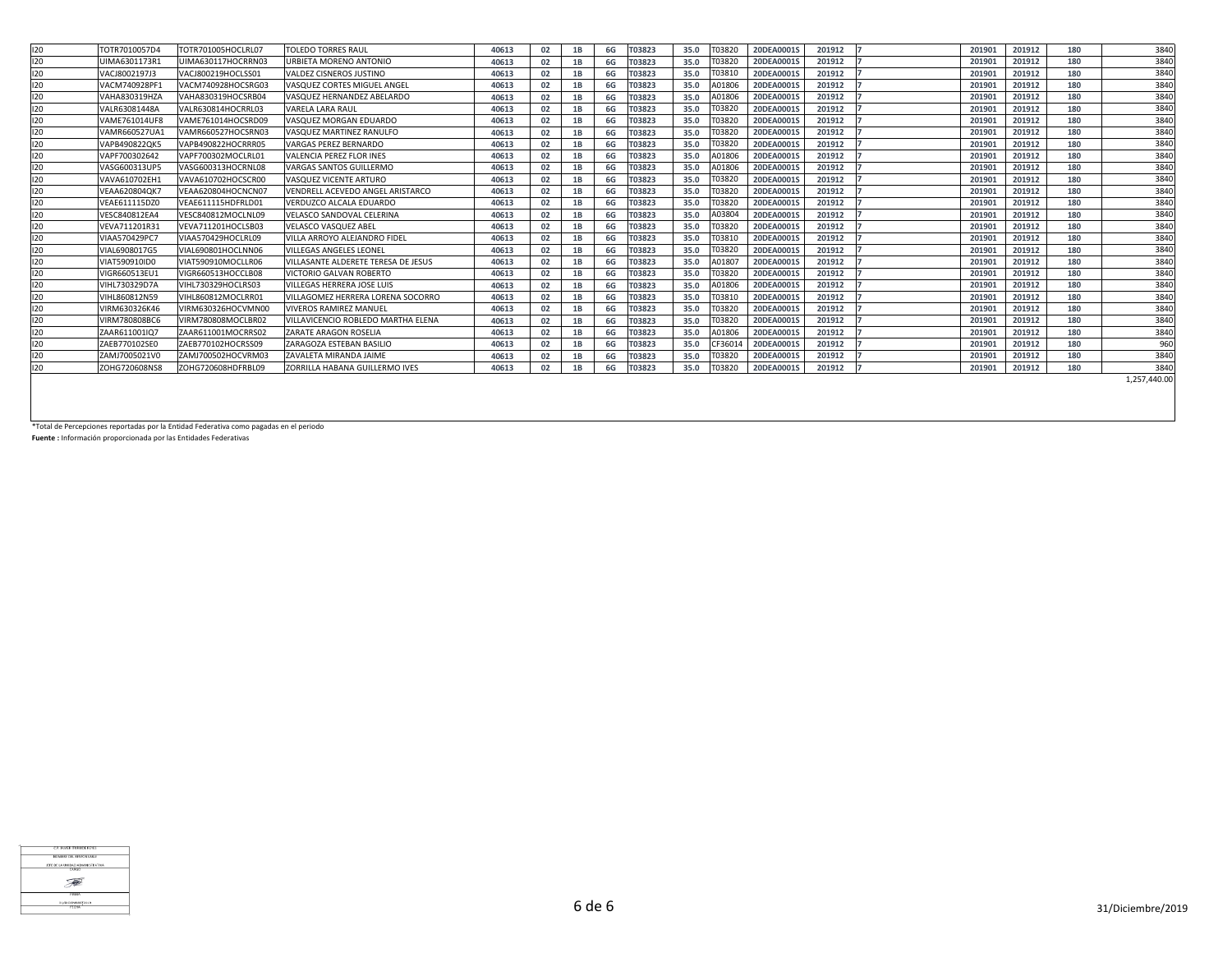| | | | | | | | | | | | | | | | | | |
|---|---|---|---|---|---|---|---|---|---|---|---|---|---|---|---|---|---|
| I20 | TOTR7010057D4 | TOTR701005HOCLRL07 | TOLEDO TORRES RAUL | 40613 | 02 | 1B | 6G | T03823 | 35.0 | T03820 | 20DEA0001S | 201912 | 7 | 201901 | 201912 | 180 | 3840 |
| I20 | UIMA6301173R1 | UIMA630117HOCRRN03 | URBIETA MORENO ANTONIO | 40613 | 02 | 1B | 6G | T03823 | 35.0 | T03820 | 20DEA0001S | 201912 | 7 | 201901 | 201912 | 180 | 3840 |
| I20 | VACJ8002197J3 | VACJ800219HOCLSS01 | VALDEZ CISNEROS JUSTINO | 40613 | 02 | 1B | 6G | T03823 | 35.0 | T03810 | 20DEA0001S | 201912 | 7 | 201901 | 201912 | 180 | 3840 |
| I20 | VACM740928PF1 | VACM740928HOCSRG03 | VASQUEZ CORTES MIGUEL ANGEL | 40613 | 02 | 1B | 6G | T03823 | 35.0 | A01806 | 20DEA0001S | 201912 | 7 | 201901 | 201912 | 180 | 3840 |
| I20 | VAHA830319HZA | VAHA830319HOCSRB04 | VASQUEZ HERNANDEZ ABELARDO | 40613 | 02 | 1B | 6G | T03823 | 35.0 | A01806 | 20DEA0001S | 201912 | 7 | 201901 | 201912 | 180 | 3840 |
| I20 | VALR63081448A | VALR630814HOCRRL03 | VARELA LARA RAUL | 40613 | 02 | 1B | 6G | T03823 | 35.0 | T03820 | 20DEA0001S | 201912 | 7 | 201901 | 201912 | 180 | 3840 |
| I20 | VAME761014UF8 | VAME761014HOCSRD09 | VASQUEZ MORGAN EDUARDO | 40613 | 02 | 1B | 6G | T03823 | 35.0 | T03820 | 20DEA0001S | 201912 | 7 | 201901 | 201912 | 180 | 3840 |
| I20 | VAMR660527UA1 | VAMR660527HOCSRN03 | VASQUEZ MARTINEZ RANULFO | 40613 | 02 | 1B | 6G | T03823 | 35.0 | T03820 | 20DEA0001S | 201912 | 7 | 201901 | 201912 | 180 | 3840 |
| I20 | VAPB490822QK5 | VAPB490822HOCRRR05 | VARGAS PEREZ BERNARDO | 40613 | 02 | 1B | 6G | T03823 | 35.0 | T03820 | 20DEA0001S | 201912 | 7 | 201901 | 201912 | 180 | 3840 |
| I20 | VAPF700302642 | VAPF700302MOCLRL01 | VALENCIA PEREZ FLOR INES | 40613 | 02 | 1B | 6G | T03823 | 35.0 | A01806 | 20DEA0001S | 201912 | 7 | 201901 | 201912 | 180 | 3840 |
| I20 | VASG600313UP5 | VASG600313HOCRNL08 | VARGAS SANTOS GUILLERMO | 40613 | 02 | 1B | 6G | T03823 | 35.0 | A01806 | 20DEA0001S | 201912 | 7 | 201901 | 201912 | 180 | 3840 |
| I20 | VAVA610702EH1 | VAVA610702HOCSCR00 | VASQUEZ VICENTE ARTURO | 40613 | 02 | 1B | 6G | T03823 | 35.0 | T03820 | 20DEA0001S | 201912 | 7 | 201901 | 201912 | 180 | 3840 |
| I20 | VEAA620804QK7 | VEAA620804HOCNCN07 | VENDRELL ACEVEDO ANGEL ARISTARCO | 40613 | 02 | 1B | 6G | T03823 | 35.0 | T03820 | 20DEA0001S | 201912 | 7 | 201901 | 201912 | 180 | 3840 |
| I20 | VEAE611115DZ0 | VEAE611115HDFRLD01 | VERDUZCO ALCALA EDUARDO | 40613 | 02 | 1B | 6G | T03823 | 35.0 | T03820 | 20DEA0001S | 201912 | 7 | 201901 | 201912 | 180 | 3840 |
| I20 | VESC840812EA4 | VESC840812MOCLNL09 | VELASCO SANDOVAL CELERINA | 40613 | 02 | 1B | 6G | T03823 | 35.0 | A03804 | 20DEA0001S | 201912 | 7 | 201901 | 201912 | 180 | 3840 |
| I20 | VEVA711201R31 | VEVA711201HOCLSB03 | VELASCO VASQUEZ ABEL | 40613 | 02 | 1B | 6G | T03823 | 35.0 | T03820 | 20DEA0001S | 201912 | 7 | 201901 | 201912 | 180 | 3840 |
| I20 | VIAA570429PC7 | VIAA570429HOCLRL09 | VILLA ARROYO ALEJANDRO FIDEL | 40613 | 02 | 1B | 6G | T03823 | 35.0 | T03810 | 20DEA0001S | 201912 | 7 | 201901 | 201912 | 180 | 3840 |
| I20 | VIAL6908017G5 | VIAL690801HOCLNN06 | VILLEGAS ANGELES LEONEL | 40613 | 02 | 1B | 6G | T03823 | 35.0 | T03820 | 20DEA0001S | 201912 | 7 | 201901 | 201912 | 180 | 3840 |
| I20 | VIAT590910ID0 | VIAT590910MOCLLR06 | VILLASANTE ALDERETE TERESA DE JESUS | 40613 | 02 | 1B | 6G | T03823 | 35.0 | A01807 | 20DEA0001S | 201912 | 7 | 201901 | 201912 | 180 | 3840 |
| I20 | VIGR660513EU1 | VIGR660513HOCCLB08 | VICTORIO GALVAN ROBERTO | 40613 | 02 | 1B | 6G | T03823 | 35.0 | T03820 | 20DEA0001S | 201912 | 7 | 201901 | 201912 | 180 | 3840 |
| I20 | VIHL730329D7A | VIHL730329HOCLRS03 | VILLEGAS HERRERA JOSE LUIS | 40613 | 02 | 1B | 6G | T03823 | 35.0 | A01806 | 20DEA0001S | 201912 | 7 | 201901 | 201912 | 180 | 3840 |
| I20 | VIHL860812N59 | VIHL860812MOCLRR01 | VILLAGOMEZ HERRERA LORENA SOCORRO | 40613 | 02 | 1B | 6G | T03823 | 35.0 | T03810 | 20DEA0001S | 201912 | 7 | 201901 | 201912 | 180 | 3840 |
| I20 | VIRM630326K46 | VIRM630326HOCVMN00 | VIVEROS RAMIREZ MANUEL | 40613 | 02 | 1B | 6G | T03823 | 35.0 | T03820 | 20DEA0001S | 201912 | 7 | 201901 | 201912 | 180 | 3840 |
| I20 | VIRM780808BC6 | VIRM780808MOCLBR02 | VILLAVICENCIO ROBLEDO MARTHA ELENA | 40613 | 02 | 1B | 6G | T03823 | 35.0 | T03820 | 20DEA0001S | 201912 | 7 | 201901 | 201912 | 180 | 3840 |
| I20 | ZAAR611001IQ7 | ZAAR611001MOCRRS02 | ZARATE ARAGON ROSELIA | 40613 | 02 | 1B | 6G | T03823 | 35.0 | A01806 | 20DEA0001S | 201912 | 7 | 201901 | 201912 | 180 | 3840 |
| I20 | ZAEB770102SE0 | ZAEB770102HOCRSS09 | ZARAGOZA ESTEBAN BASILIO | 40613 | 02 | 1B | 6G | T03823 | 35.0 | CF36014 | 20DEA0001S | 201912 | 7 | 201901 | 201912 | 180 | 960 |
| I20 | ZAMJ7005021V0 | ZAMJ700502HOCVRM03 | ZAVALETA MIRANDA JAIME | 40613 | 02 | 1B | 6G | T03823 | 35.0 | T03820 | 20DEA0001S | 201912 | 7 | 201901 | 201912 | 180 | 3840 |
| I20 | ZOHG720608NS8 | ZOHG720608HDFRBL09 | ZORRILLA HABANA GUILLERMO IVES | 40613 | 02 | 1B | 6G | T03823 | 35.0 | T03820 | 20DEA0001S | 201912 | 7 | 201901 | 201912 | 180 | 3840 |
| | | | | | | | | | | | | | | | | | 1,257,440.00 |

*Total de Percepciones reportadas por la Entidad Federativa como pagadas en el periodo

**Fuente :** Información proporcionada por las Entidades Federativas

31/Diciembre/2019